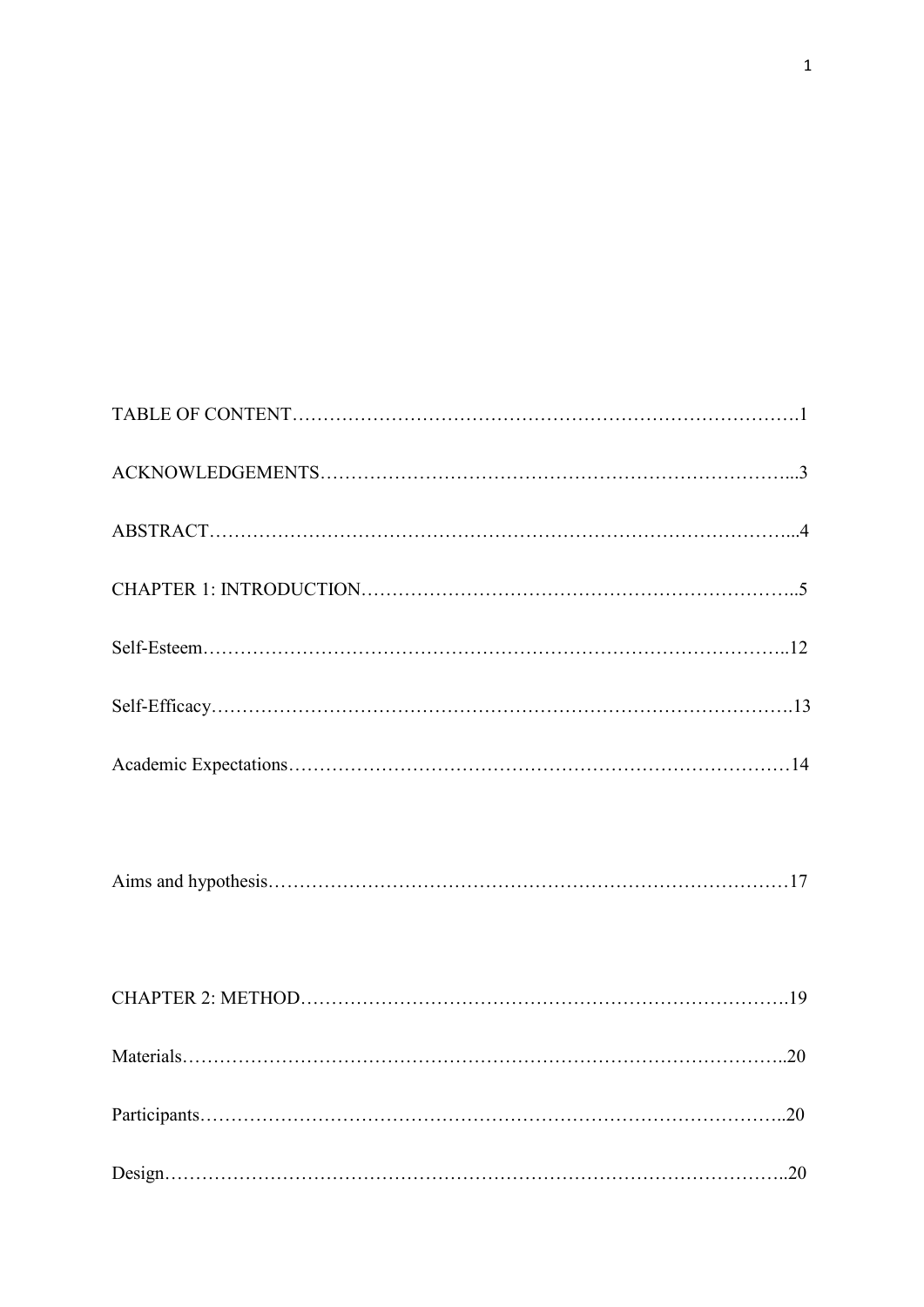TABLE OF CONTENT……………………………………………………………………….1

ACKNOWLEDGEMENTS…………………………………………………………………...3

ABSTRACT…………………………………………………………………………………...4

CHAPTER 1: INTRODUCTION……………………………………………………………..5

Self-Esteem…………………………………………………………………………………..12

Self-Efficacy………………………………………………………………………………….13

Academic Expectations………………………………………………………………………14

Aims and hypothesis…………………………………………………………………………17

CHAPTER 2: METHOD……………………………………………………………………..19

Materials……………………………………………………………………………………..20

Participants…………………………………………………………………………………..20

Design………………………………………………………………………………………..20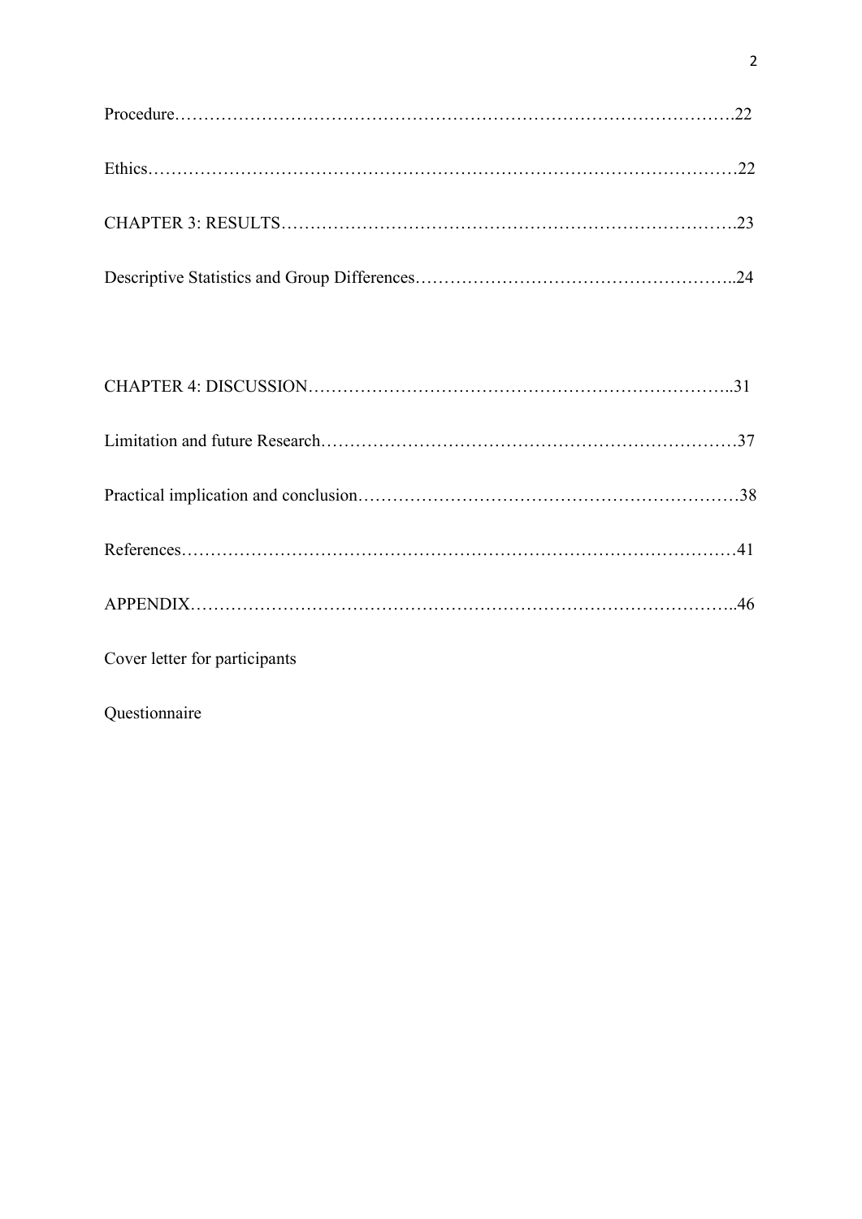Procedure……………………………………………………………………………………….22

Ethics…………………………………………………………………………………………22

CHAPTER 3: RESULTS……………………………………………………………………….23

Descriptive Statistics and Group Differences……………………………………………..24

CHAPTER 4: DISCUSSION……………………………………………………………..31

Limitation and future Research………………………………………………………………37

Practical implication and conclusion…………………………………………………………38

References……………………………………………………………………………………41

APPENDIX……………………………………………………………………………..46

Cover letter for participants

Questionnaire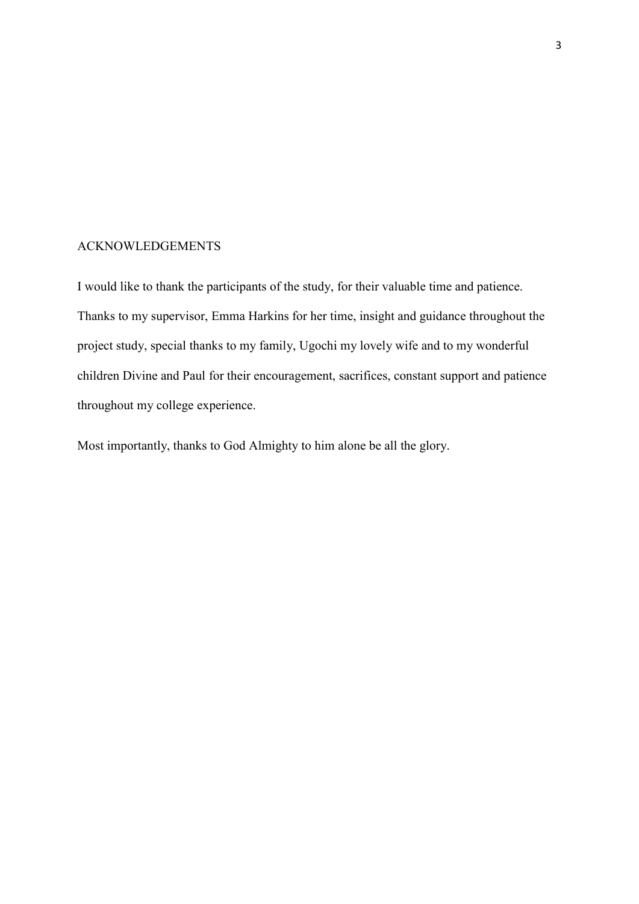## ACKNOWLEDGEMENTS

I would like to thank the participants of the study, for their valuable time and patience. Thanks to my supervisor, Emma Harkins for her time, insight and guidance throughout the project study, special thanks to my family, Ugochi my lovely wife and to my wonderful children Divine and Paul for their encouragement, sacrifices, constant support and patience throughout my college experience.

Most importantly, thanks to God Almighty to him alone be all the glory.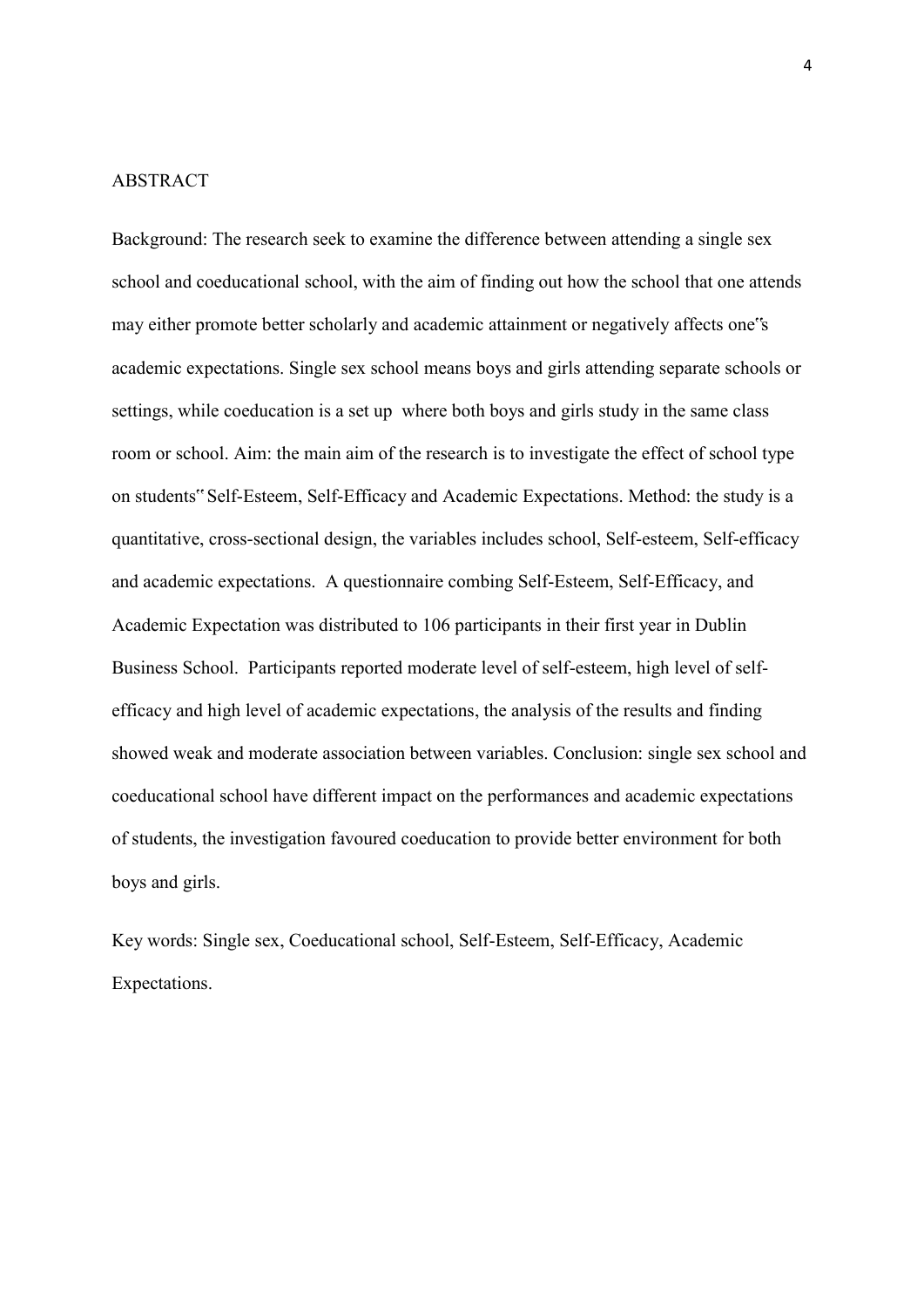## ABSTRACT

Background: The research seek to examine the difference between attending a single sex school and coeducational school, with the aim of finding out how the school that one attends may either promote better scholarly and academic attainment or negatively affects one"s academic expectations. Single sex school means boys and girls attending separate schools or settings, while coeducation is a set up where both boys and girls study in the same class room or school. Aim: the main aim of the research is to investigate the effect of school type on students" Self-Esteem, Self-Efficacy and Academic Expectations. Method: the study is a quantitative, cross-sectional design, the variables includes school, Self-esteem, Self-efficacy and academic expectations. A questionnaire combing Self-Esteem, Self-Efficacy, and Academic Expectation was distributed to 106 participants in their first year in Dublin Business School. Participants reported moderate level of self-esteem, high level of self-efficacy and high level of academic expectations, the analysis of the results and finding showed weak and moderate association between variables. Conclusion: single sex school and coeducational school have different impact on the performances and academic expectations of students, the investigation favoured coeducation to provide better environment for both boys and girls.

Key words: Single sex, Coeducational school, Self-Esteem, Self-Efficacy, Academic Expectations.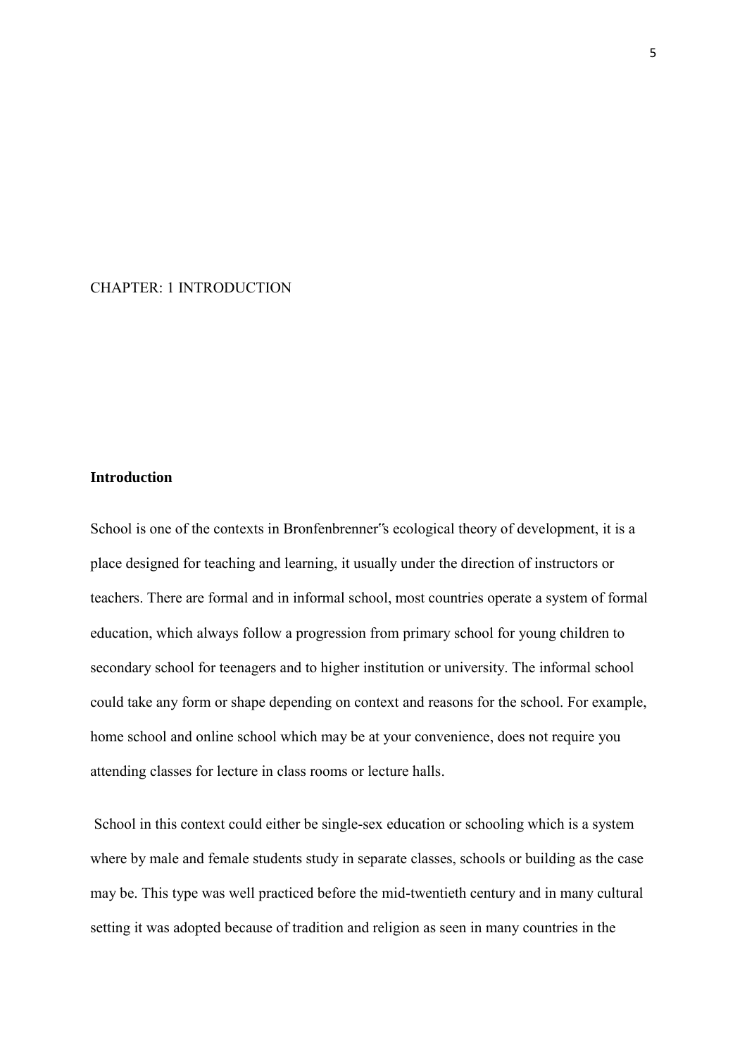# CHAPTER: 1 INTRODUCTION

## Introduction

School is one of the contexts in Bronfenbrenner‟s ecological theory of development, it is a place designed for teaching and learning, it usually under the direction of instructors or teachers. There are formal and in informal school, most countries operate a system of formal education, which always follow a progression from primary school for young children to secondary school for teenagers and to higher institution or university. The informal school could take any form or shape depending on context and reasons for the school. For example, home school and online school which may be at your convenience, does not require you attending classes for lecture in class rooms or lecture halls.

School in this context could either be single-sex education or schooling which is a system where by male and female students study in separate classes, schools or building as the case may be. This type was well practiced before the mid-twentieth century and in many cultural setting it was adopted because of tradition and religion as seen in many countries in the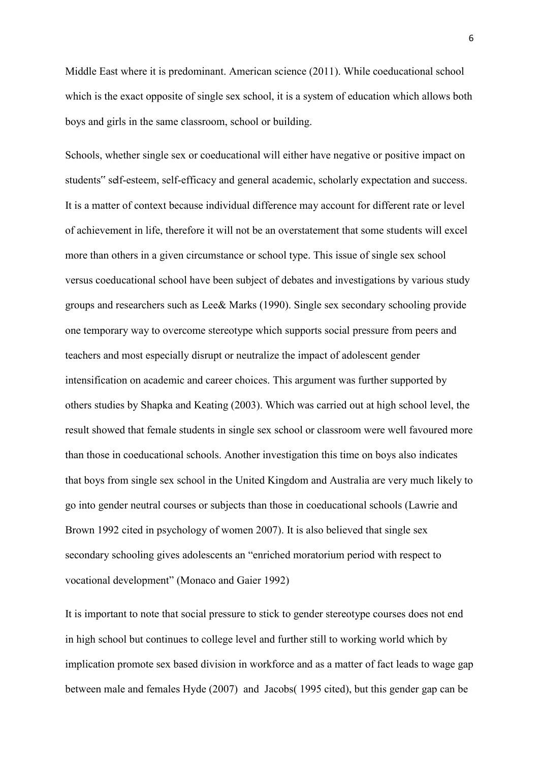Middle East where it is predominant. American science (2011). While coeducational school which is the exact opposite of single sex school, it is a system of education which allows both boys and girls in the same classroom, school or building.

Schools, whether single sex or coeducational will either have negative or positive impact on students" self-esteem, self-efficacy and general academic, scholarly expectation and success. It is a matter of context because individual difference may account for different rate or level of achievement in life, therefore it will not be an overstatement that some students will excel more than others in a given circumstance or school type. This issue of single sex school versus coeducational school have been subject of debates and investigations by various study groups and researchers such as Lee& Marks (1990). Single sex secondary schooling provide one temporary way to overcome stereotype which supports social pressure from peers and teachers and most especially disrupt or neutralize the impact of adolescent gender intensification on academic and career choices. This argument was further supported by others studies by Shapka and Keating (2003). Which was carried out at high school level, the result showed that female students in single sex school or classroom were well favoured more than those in coeducational schools. Another investigation this time on boys also indicates that boys from single sex school in the United Kingdom and Australia are very much likely to go into gender neutral courses or subjects than those in coeducational schools (Lawrie and Brown 1992 cited in psychology of women 2007). It is also believed that single sex secondary schooling gives adolescents an "enriched moratorium period with respect to vocational development" (Monaco and Gaier 1992)

It is important to note that social pressure to stick to gender stereotype courses does not end in high school but continues to college level and further still to working world which by implication promote sex based division in workforce and as a matter of fact leads to wage gap between male and females Hyde (2007) and Jacobs( 1995 cited), but this gender gap can be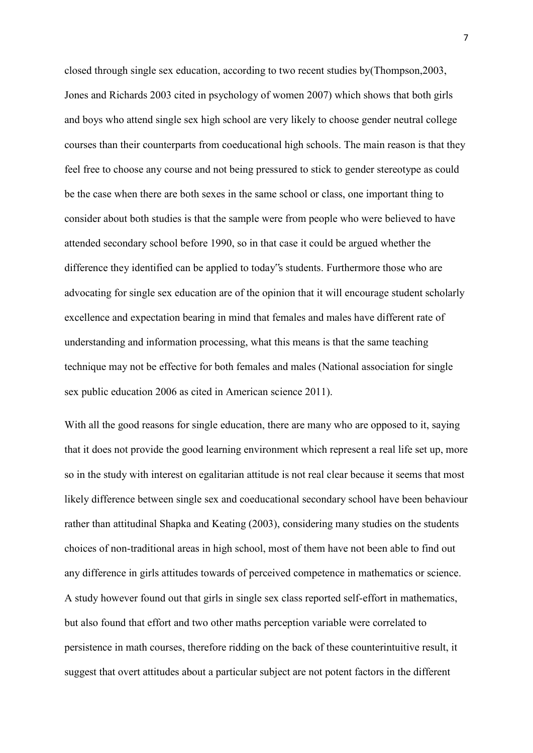closed through single sex education, according to two recent studies by(Thompson,2003, Jones and Richards 2003 cited in psychology of women 2007) which shows that both girls and boys who attend single sex high school are very likely to choose gender neutral college courses than their counterparts from coeducational high schools. The main reason is that they feel free to choose any course and not being pressured to stick to gender stereotype as could be the case when there are both sexes in the same school or class, one important thing to consider about both studies is that the sample were from people who were believed to have attended secondary school before 1990, so in that case it could be argued whether the difference they identified can be applied to today"s students. Furthermore those who are advocating for single sex education are of the opinion that it will encourage student scholarly excellence and expectation bearing in mind that females and males have different rate of understanding and information processing, what this means is that the same teaching technique may not be effective for both females and males (National association for single sex public education 2006 as cited in American science 2011).

With all the good reasons for single education, there are many who are opposed to it, saying that it does not provide the good learning environment which represent a real life set up, more so in the study with interest on egalitarian attitude is not real clear because it seems that most likely difference between single sex and coeducational secondary school have been behaviour rather than attitudinal Shapka and Keating (2003), considering many studies on the students choices of non-traditional areas in high school, most of them have not been able to find out any difference in girls attitudes towards of perceived competence in mathematics or science. A study however found out that girls in single sex class reported self-effort in mathematics, but also found that effort and two other maths perception variable were correlated to persistence in math courses, therefore ridding on the back of these counterintuitive result, it suggest that overt attitudes about a particular subject are not potent factors in the different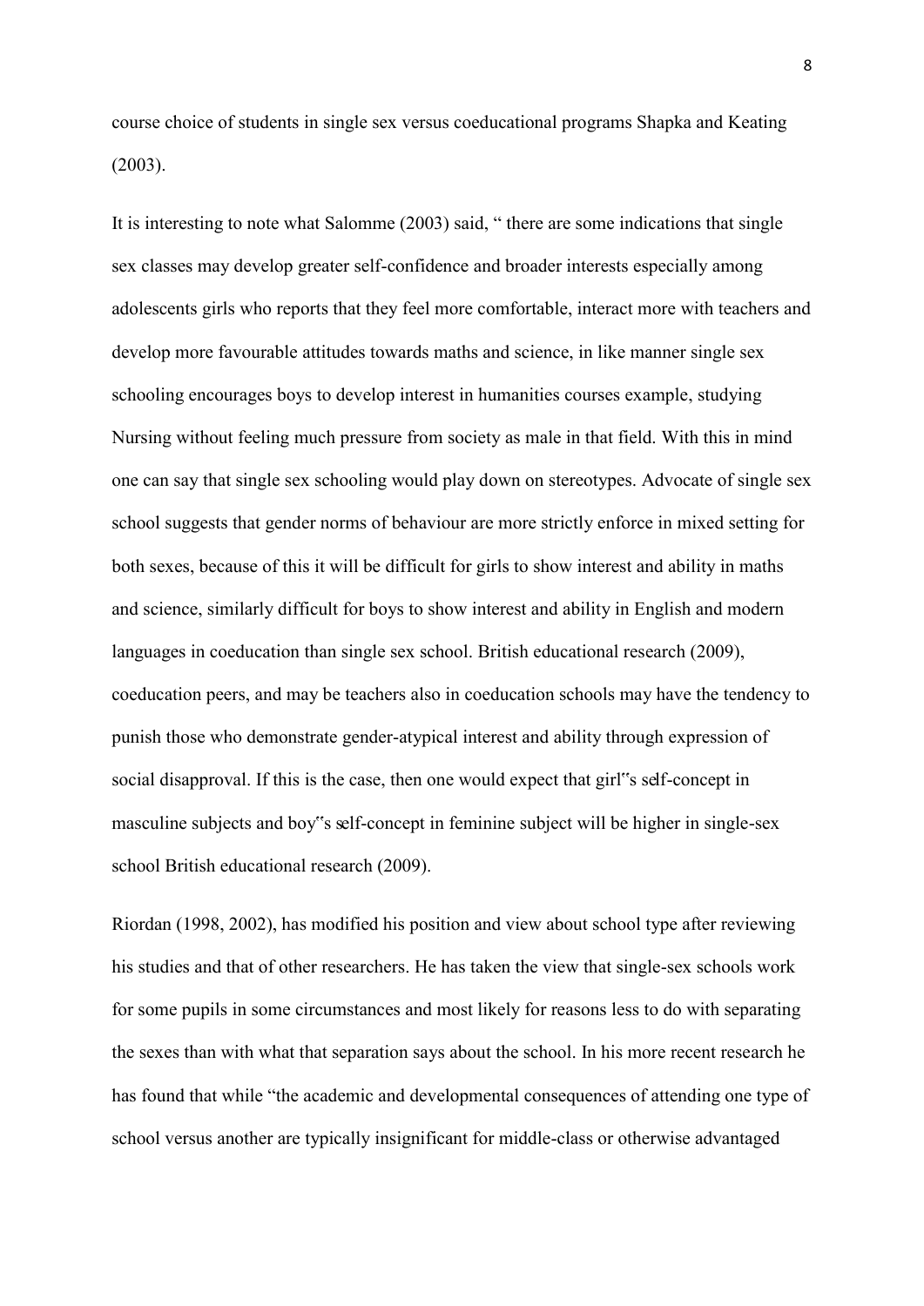course choice of students in single sex versus coeducational programs Shapka and Keating (2003).

It is interesting to note what Salomme (2003) said, " there are some indications that single sex classes may develop greater self-confidence and broader interests especially among adolescents girls who reports that they feel more comfortable, interact more with teachers and develop more favourable attitudes towards maths and science, in like manner single sex schooling encourages boys to develop interest in humanities courses example, studying Nursing without feeling much pressure from society as male in that field. With this in mind one can say that single sex schooling would play down on stereotypes. Advocate of single sex school suggests that gender norms of behaviour are more strictly enforce in mixed setting for both sexes, because of this it will be difficult for girls to show interest and ability in maths and science, similarly difficult for boys to show interest and ability in English and modern languages in coeducation than single sex school. British educational research (2009), coeducation peers, and may be teachers also in coeducation schools may have the tendency to punish those who demonstrate gender-atypical interest and ability through expression of social disapproval. If this is the case, then one would expect that girl"s self-concept in masculine subjects and boy"s self-concept in feminine subject will be higher in single-sex school British educational research (2009).

Riordan (1998, 2002), has modified his position and view about school type after reviewing his studies and that of other researchers. He has taken the view that single-sex schools work for some pupils in some circumstances and most likely for reasons less to do with separating the sexes than with what that separation says about the school. In his more recent research he has found that while "the academic and developmental consequences of attending one type of school versus another are typically insignificant for middle-class or otherwise advantaged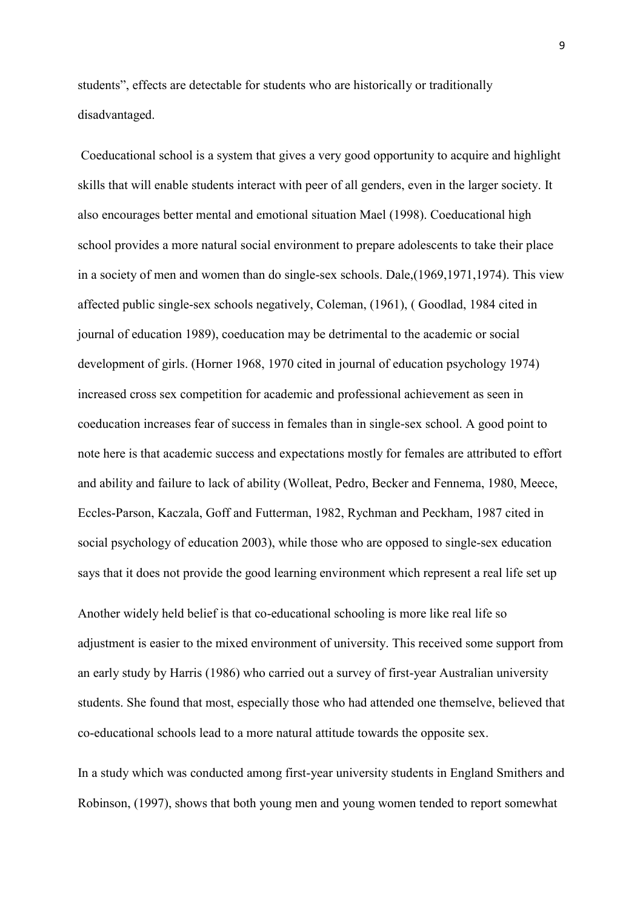students", effects are detectable for students who are historically or traditionally disadvantaged.

Coeducational school is a system that gives a very good opportunity to acquire and highlight skills that will enable students interact with peer of all genders, even in the larger society. It also encourages better mental and emotional situation Mael (1998). Coeducational high school provides a more natural social environment to prepare adolescents to take their place in a society of men and women than do single-sex schools. Dale,(1969,1971,1974). This view affected public single-sex schools negatively, Coleman, (1961), ( Goodlad, 1984 cited in journal of education 1989), coeducation may be detrimental to the academic or social development of girls. (Horner 1968, 1970 cited in journal of education psychology 1974) increased cross sex competition for academic and professional achievement as seen in coeducation increases fear of success in females than in single-sex school. A good point to note here is that academic success and expectations mostly for females are attributed to effort and ability and failure to lack of ability (Wolleat, Pedro, Becker and Fennema, 1980, Meece, Eccles-Parson, Kaczala, Goff and Futterman, 1982, Rychman and Peckham, 1987 cited in social psychology of education 2003), while those who are opposed to single-sex education says that it does not provide the good learning environment which represent a real life set up

Another widely held belief is that co-educational schooling is more like real life so adjustment is easier to the mixed environment of university. This received some support from an early study by Harris (1986) who carried out a survey of first-year Australian university students. She found that most, especially those who had attended one themselve, believed that co-educational schools lead to a more natural attitude towards the opposite sex.

In a study which was conducted among first-year university students in England Smithers and Robinson, (1997), shows that both young men and young women tended to report somewhat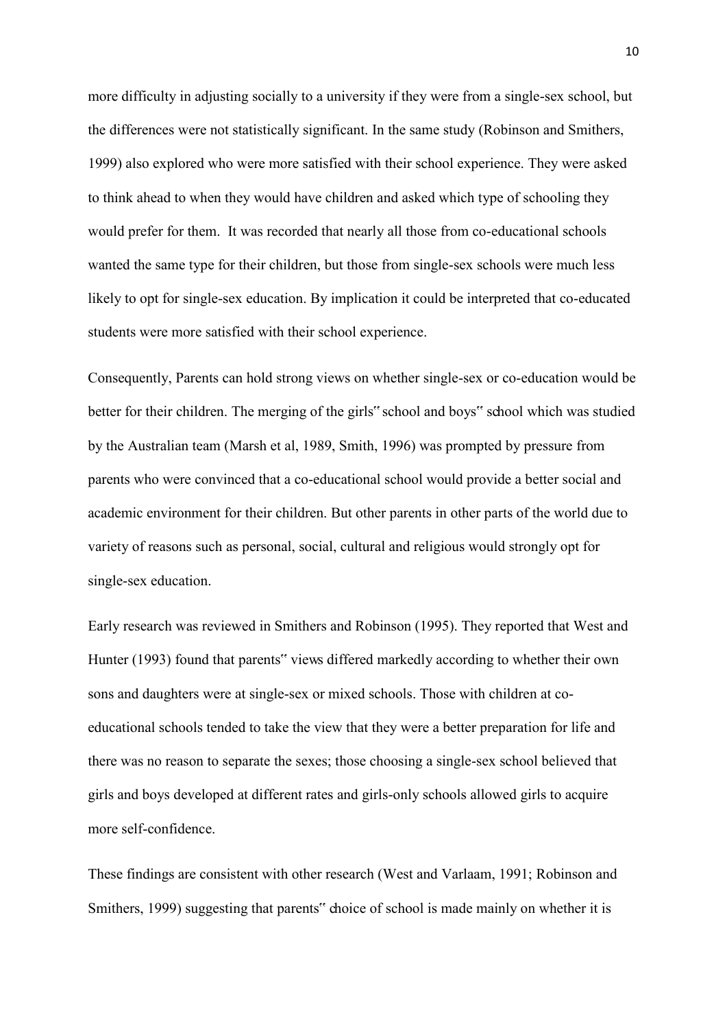more difficulty in adjusting socially to a university if they were from a single-sex school, but the differences were not statistically significant. In the same study (Robinson and Smithers, 1999) also explored who were more satisfied with their school experience. They were asked to think ahead to when they would have children and asked which type of schooling they would prefer for them. It was recorded that nearly all those from co-educational schools wanted the same type for their children, but those from single-sex schools were much less likely to opt for single-sex education. By implication it could be interpreted that co-educated students were more satisfied with their school experience.

Consequently, Parents can hold strong views on whether single-sex or co-education would be better for their children. The merging of the girls" school and boys" school which was studied by the Australian team (Marsh et al, 1989, Smith, 1996) was prompted by pressure from parents who were convinced that a co-educational school would provide a better social and academic environment for their children. But other parents in other parts of the world due to variety of reasons such as personal, social, cultural and religious would strongly opt for single-sex education.

Early research was reviewed in Smithers and Robinson (1995). They reported that West and Hunter (1993) found that parents" views differed markedly according to whether their own sons and daughters were at single-sex or mixed schools. Those with children at co-educational schools tended to take the view that they were a better preparation for life and there was no reason to separate the sexes; those choosing a single-sex school believed that girls and boys developed at different rates and girls-only schools allowed girls to acquire more self-confidence.

These findings are consistent with other research (West and Varlaam, 1991; Robinson and Smithers, 1999) suggesting that parents" choice of school is made mainly on whether it is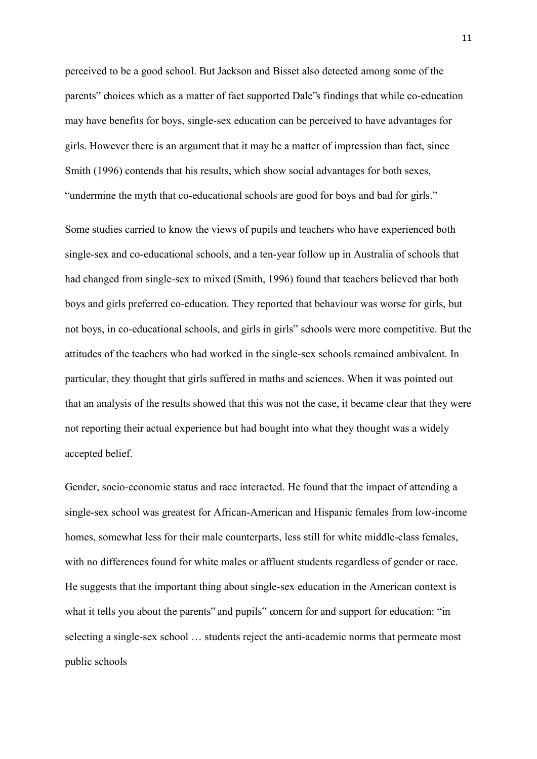perceived to be a good school. But Jackson and Bisset also detected among some of the parents" choices which as a matter of fact supported Dale"s findings that while co-education may have benefits for boys, single-sex education can be perceived to have advantages for girls. However there is an argument that it may be a matter of impression than fact, since Smith (1996) contends that his results, which show social advantages for both sexes, "undermine the myth that co-educational schools are good for boys and bad for girls."

Some studies carried to know the views of pupils and teachers who have experienced both single-sex and co-educational schools, and a ten-year follow up in Australia of schools that had changed from single-sex to mixed (Smith, 1996) found that teachers believed that both boys and girls preferred co-education. They reported that behaviour was worse for girls, but not boys, in co-educational schools, and girls in girls" schools were more competitive. But the attitudes of the teachers who had worked in the single-sex schools remained ambivalent. In particular, they thought that girls suffered in maths and sciences. When it was pointed out that an analysis of the results showed that this was not the case, it became clear that they were not reporting their actual experience but had bought into what they thought was a widely accepted belief.

Gender, socio-economic status and race interacted. He found that the impact of attending a single-sex school was greatest for African-American and Hispanic females from low-income homes, somewhat less for their male counterparts, less still for white middle-class females, with no differences found for white males or affluent students regardless of gender or race. He suggests that the important thing about single-sex education in the American context is what it tells you about the parents" and pupils" concern for and support for education: "in selecting a single-sex school … students reject the anti-academic norms that permeate most public schools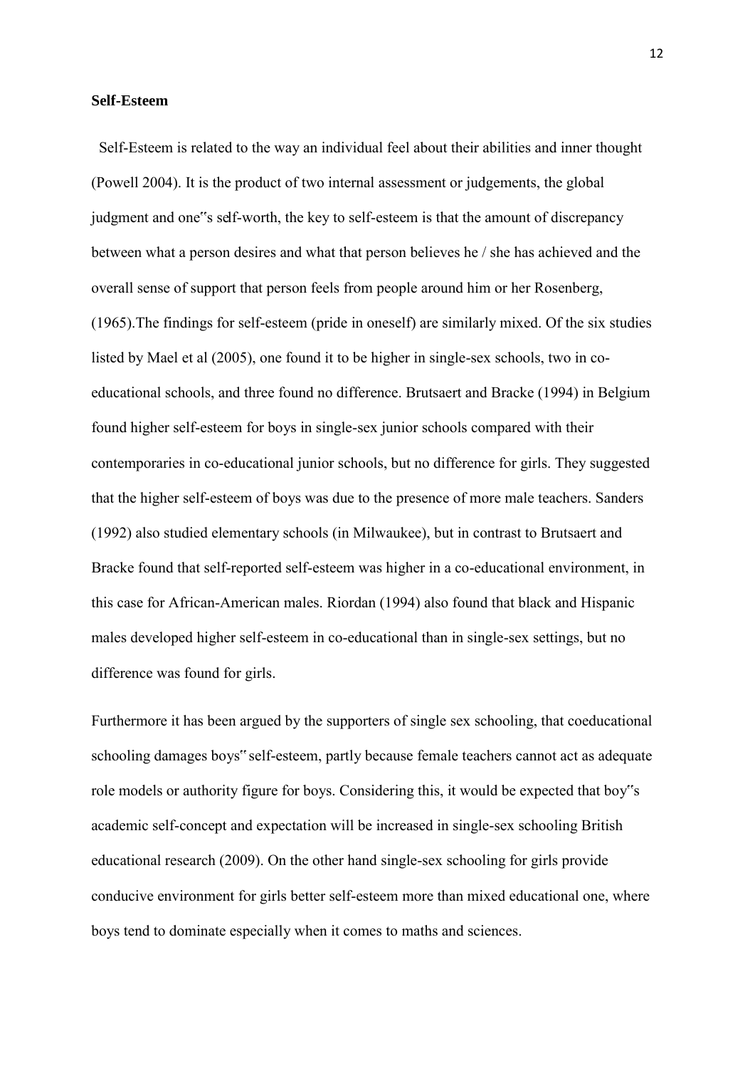**Self-Esteem**

Self-Esteem is related to the way an individual feel about their abilities and inner thought (Powell 2004). It is the product of two internal assessment or judgements, the global judgment and one‟s self-worth, the key to self-esteem is that the amount of discrepancy between what a person desires and what that person believes he / she has achieved and the overall sense of support that person feels from people around him or her Rosenberg, (1965).The findings for self-esteem (pride in oneself) are similarly mixed. Of the six studies listed by Mael et al (2005), one found it to be higher in single-sex schools, two in co-educational schools, and three found no difference. Brutsaert and Bracke (1994) in Belgium found higher self-esteem for boys in single-sex junior schools compared with their contemporaries in co-educational junior schools, but no difference for girls. They suggested that the higher self-esteem of boys was due to the presence of more male teachers. Sanders (1992) also studied elementary schools (in Milwaukee), but in contrast to Brutsaert and Bracke found that self-reported self-esteem was higher in a co-educational environment, in this case for African-American males. Riordan (1994) also found that black and Hispanic males developed higher self-esteem in co-educational than in single-sex settings, but no difference was found for girls.

Furthermore it has been argued by the supporters of single sex schooling, that coeducational schooling damages boys‟ self-esteem, partly because female teachers cannot act as adequate role models or authority figure for boys. Considering this, it would be expected that boy‟s academic self-concept and expectation will be increased in single-sex schooling British educational research (2009). On the other hand single-sex schooling for girls provide conducive environment for girls better self-esteem more than mixed educational one, where boys tend to dominate especially when it comes to maths and sciences.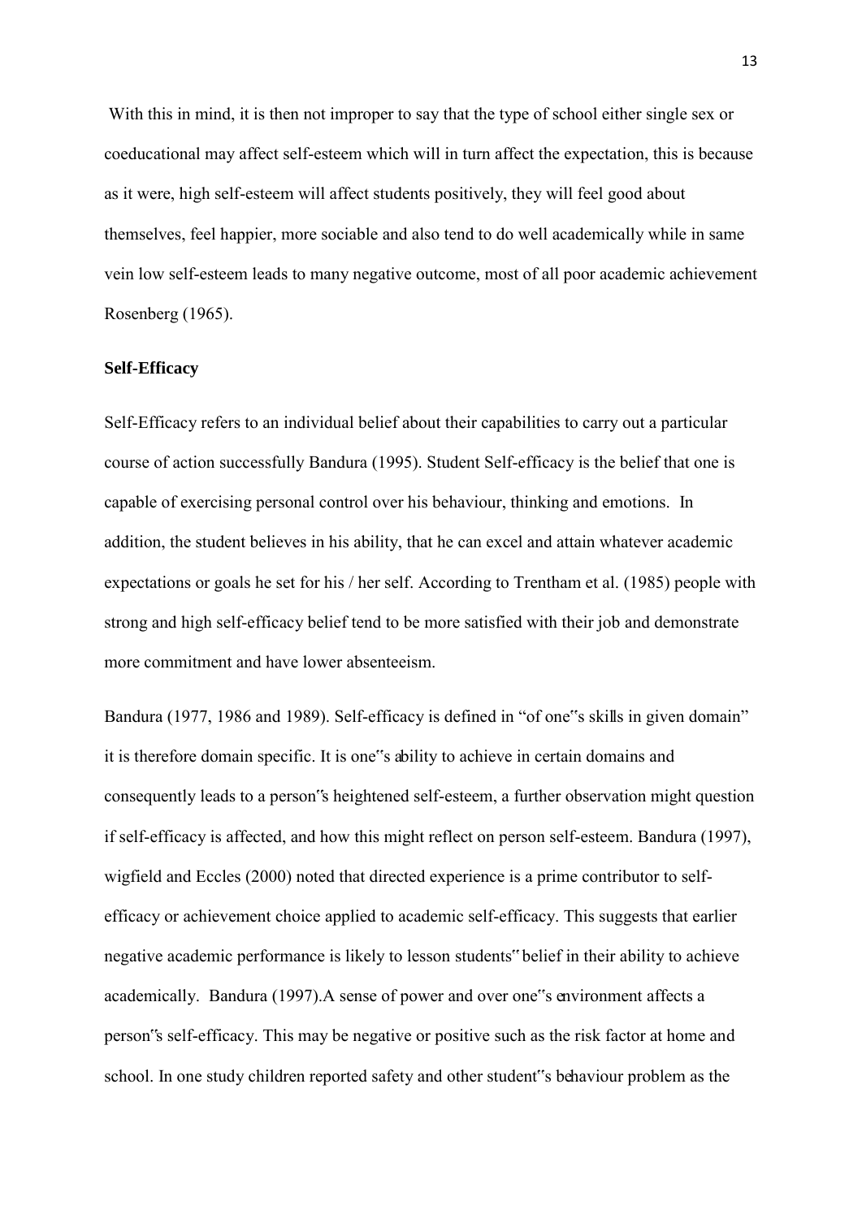With this in mind, it is then not improper to say that the type of school either single sex or coeducational may affect self-esteem which will in turn affect the expectation, this is because as it were, high self-esteem will affect students positively, they will feel good about themselves, feel happier, more sociable and also tend to do well academically while in same vein low self-esteem leads to many negative outcome, most of all poor academic achievement Rosenberg (1965).

**Self-Efficacy**

Self-Efficacy refers to an individual belief about their capabilities to carry out a particular course of action successfully Bandura (1995). Student Self-efficacy is the belief that one is capable of exercising personal control over his behaviour, thinking and emotions. In addition, the student believes in his ability, that he can excel and attain whatever academic expectations or goals he set for his / her self. According to Trentham et al. (1985) people with strong and high self-efficacy belief tend to be more satisfied with their job and demonstrate more commitment and have lower absenteeism.

Bandura (1977, 1986 and 1989). Self-efficacy is defined in "of one"s skills in given domain" it is therefore domain specific. It is one"s ability to achieve in certain domains and consequently leads to a person"s heightened self-esteem, a further observation might question if self-efficacy is affected, and how this might reflect on person self-esteem. Bandura (1997), wigfield and Eccles (2000) noted that directed experience is a prime contributor to self-efficacy or achievement choice applied to academic self-efficacy. This suggests that earlier negative academic performance is likely to lesson students" belief in their ability to achieve academically. Bandura (1997).A sense of power and over one"s environment affects a person"s self-efficacy. This may be negative or positive such as the risk factor at home and school. In one study children reported safety and other student"s behaviour problem as the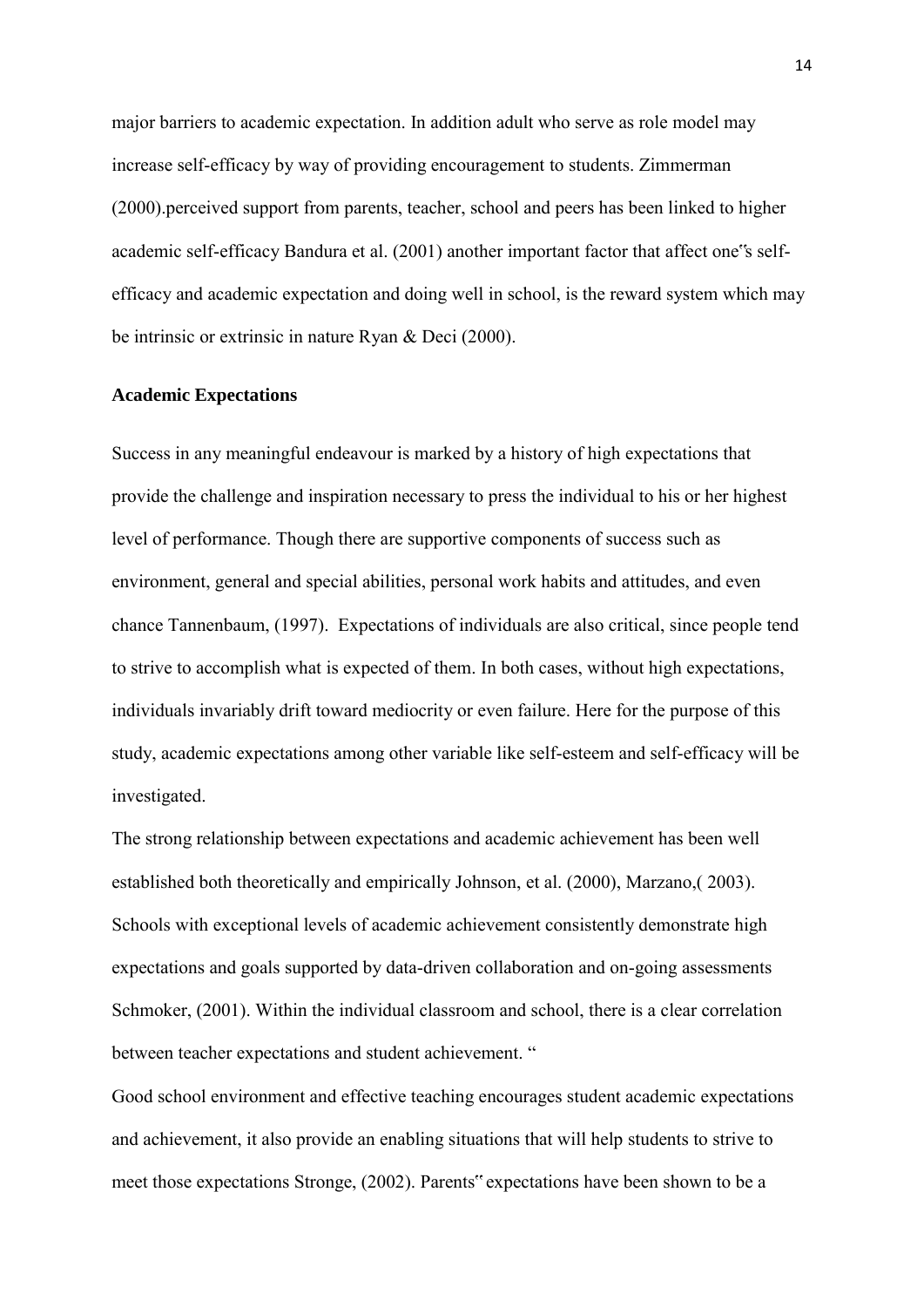major barriers to academic expectation. In addition adult who serve as role model may increase self-efficacy by way of providing encouragement to students. Zimmerman (2000).perceived support from parents, teacher, school and peers has been linked to higher academic self-efficacy Bandura et al. (2001) another important factor that affect one"s self-efficacy and academic expectation and doing well in school, is the reward system which may be intrinsic or extrinsic in nature Ryan & Deci (2000).

**Academic Expectations**

Success in any meaningful endeavour is marked by a history of high expectations that provide the challenge and inspiration necessary to press the individual to his or her highest level of performance. Though there are supportive components of success such as environment, general and special abilities, personal work habits and attitudes, and even chance Tannenbaum, (1997). Expectations of individuals are also critical, since people tend to strive to accomplish what is expected of them. In both cases, without high expectations, individuals invariably drift toward mediocrity or even failure. Here for the purpose of this study, academic expectations among other variable like self-esteem and self-efficacy will be investigated.

The strong relationship between expectations and academic achievement has been well established both theoretically and empirically Johnson, et al. (2000), Marzano,( 2003). Schools with exceptional levels of academic achievement consistently demonstrate high expectations and goals supported by data-driven collaboration and on-going assessments Schmoker, (2001). Within the individual classroom and school, there is a clear correlation between teacher expectations and student achievement. "

Good school environment and effective teaching encourages student academic expectations and achievement, it also provide an enabling situations that will help students to strive to meet those expectations Stronge, (2002). Parents" expectations have been shown to be a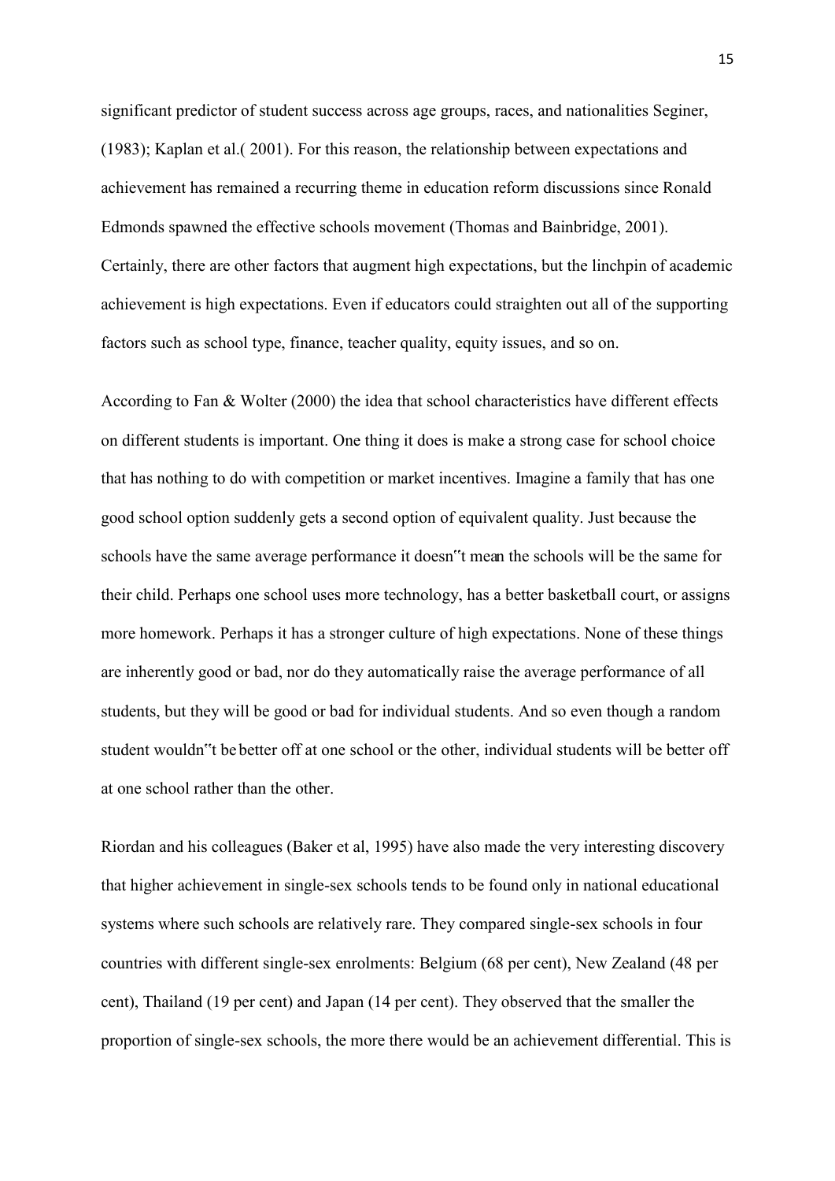significant predictor of student success across age groups, races, and nationalities Seginer, (1983); Kaplan et al.( 2001). For this reason, the relationship between expectations and achievement has remained a recurring theme in education reform discussions since Ronald Edmonds spawned the effective schools movement (Thomas and Bainbridge, 2001). Certainly, there are other factors that augment high expectations, but the linchpin of academic achievement is high expectations. Even if educators could straighten out all of the supporting factors such as school type, finance, teacher quality, equity issues, and so on.

According to Fan & Wolter (2000) the idea that school characteristics have different effects on different students is important. One thing it does is make a strong case for school choice that has nothing to do with competition or market incentives. Imagine a family that has one good school option suddenly gets a second option of equivalent quality. Just because the schools have the same average performance it doesn"t mean the schools will be the same for their child. Perhaps one school uses more technology, has a better basketball court, or assigns more homework. Perhaps it has a stronger culture of high expectations. None of these things are inherently good or bad, nor do they automatically raise the average performance of all students, but they will be good or bad for individual students. And so even though a random student wouldn"t be better off at one school or the other, individual students will be better off at one school rather than the other.

Riordan and his colleagues (Baker et al, 1995) have also made the very interesting discovery that higher achievement in single-sex schools tends to be found only in national educational systems where such schools are relatively rare. They compared single-sex schools in four countries with different single-sex enrolments: Belgium (68 per cent), New Zealand (48 per cent), Thailand (19 per cent) and Japan (14 per cent). They observed that the smaller the proportion of single-sex schools, the more there would be an achievement differential. This is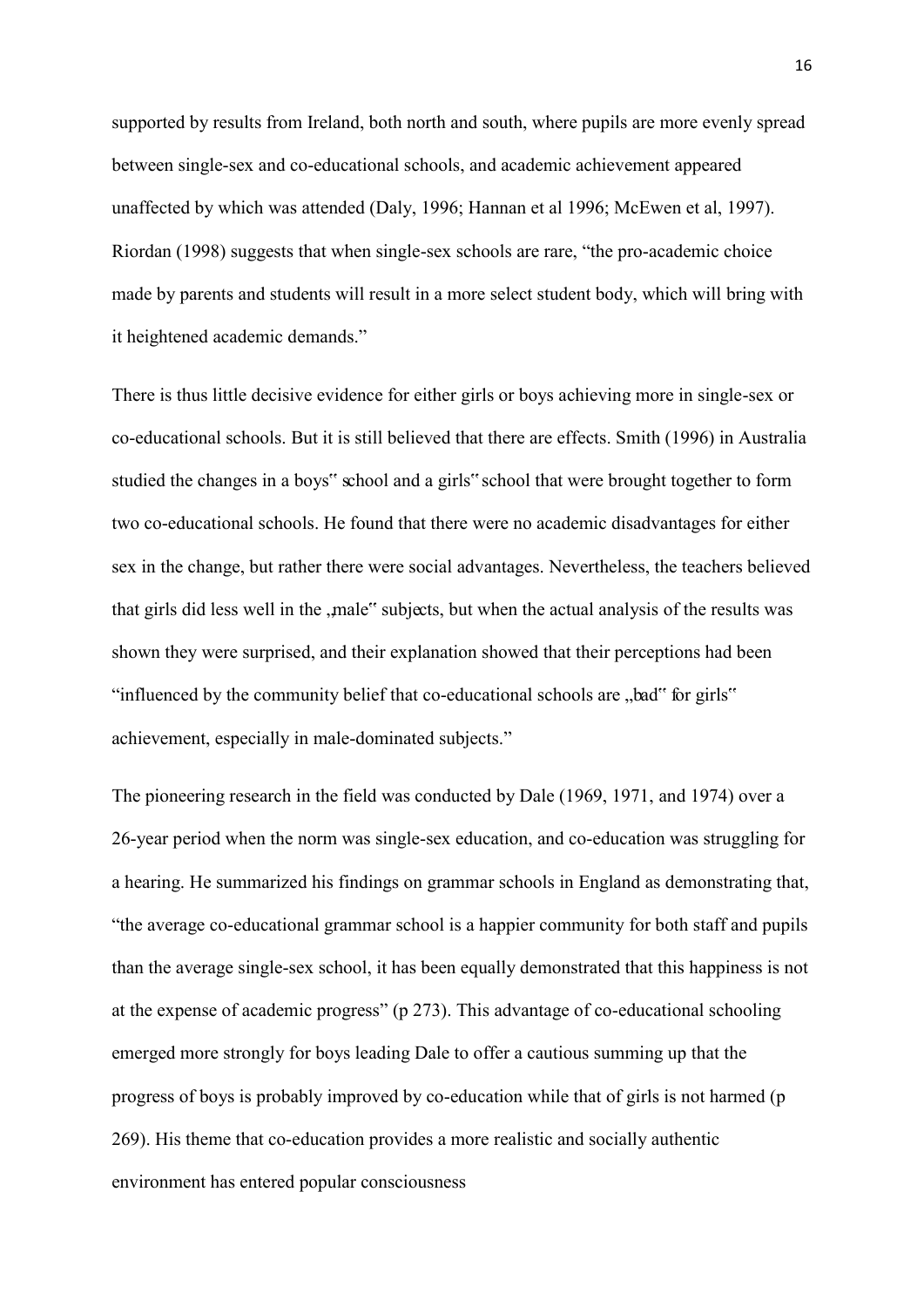supported by results from Ireland, both north and south, where pupils are more evenly spread between single-sex and co-educational schools, and academic achievement appeared unaffected by which was attended (Daly, 1996; Hannan et al 1996; McEwen et al, 1997). Riordan (1998) suggests that when single-sex schools are rare, "the pro-academic choice made by parents and students will result in a more select student body, which will bring with it heightened academic demands."

There is thus little decisive evidence for either girls or boys achieving more in single-sex or co-educational schools. But it is still believed that there are effects. Smith (1996) in Australia studied the changes in a boys" school and a girls" school that were brought together to form two co-educational schools. He found that there were no academic disadvantages for either sex in the change, but rather there were social advantages. Nevertheless, the teachers believed that girls did less well in the „male" subjects, but when the actual analysis of the results was shown they were surprised, and their explanation showed that their perceptions had been "influenced by the community belief that co-educational schools are „bad" for girls" achievement, especially in male-dominated subjects."

The pioneering research in the field was conducted by Dale (1969, 1971, and 1974) over a 26-year period when the norm was single-sex education, and co-education was struggling for a hearing. He summarized his findings on grammar schools in England as demonstrating that, "the average co-educational grammar school is a happier community for both staff and pupils than the average single-sex school, it has been equally demonstrated that this happiness is not at the expense of academic progress" (p 273). This advantage of co-educational schooling emerged more strongly for boys leading Dale to offer a cautious summing up that the progress of boys is probably improved by co-education while that of girls is not harmed (p 269). His theme that co-education provides a more realistic and socially authentic environment has entered popular consciousness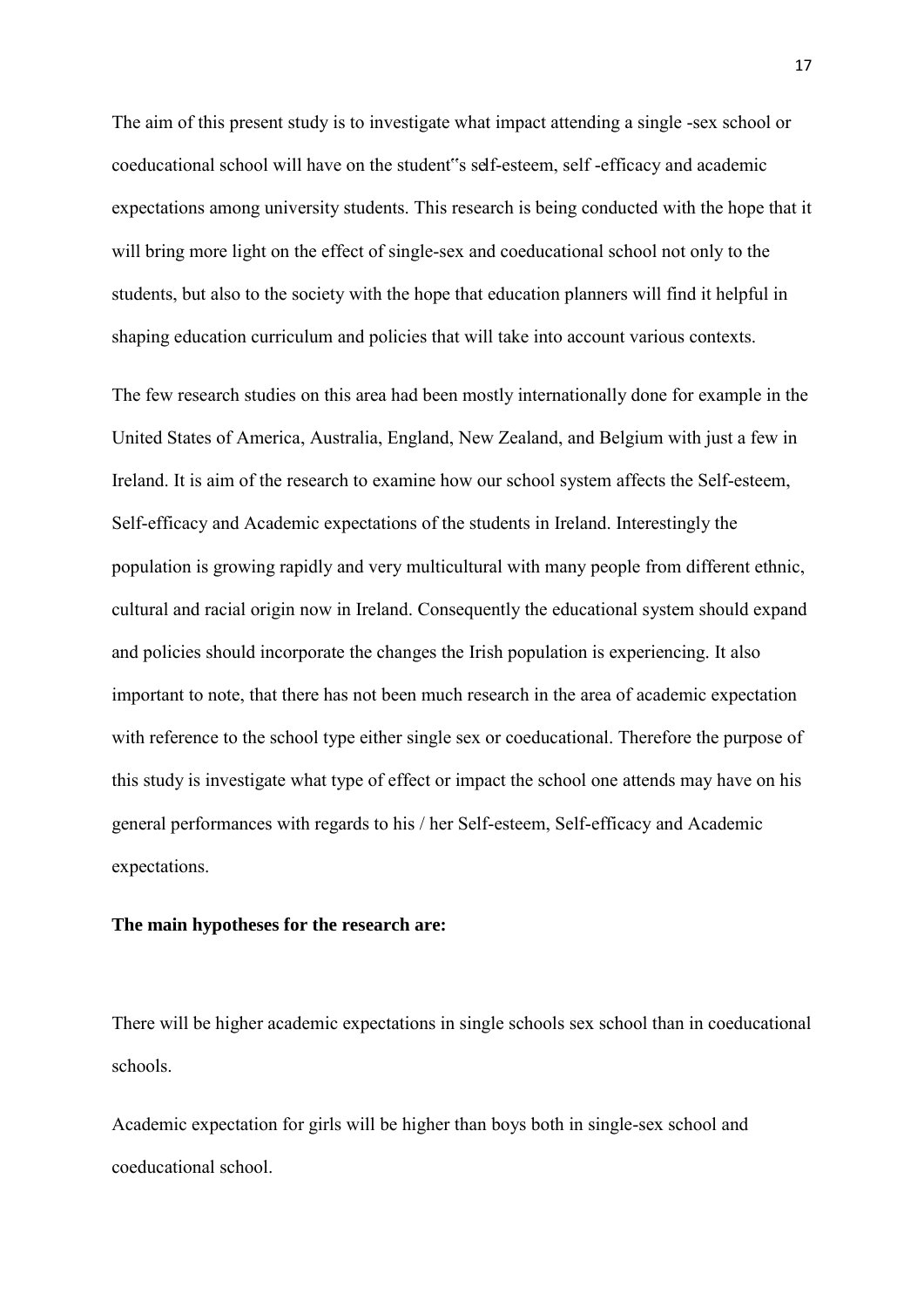The aim of this present study is to investigate what impact attending a single -sex school or coeducational school will have on the student"s self-esteem, self -efficacy and academic expectations among university students. This research is being conducted with the hope that it will bring more light on the effect of single-sex and coeducational school not only to the students, but also to the society with the hope that education planners will find it helpful in shaping education curriculum and policies that will take into account various contexts.

The few research studies on this area had been mostly internationally done for example in the United States of America, Australia, England, New Zealand, and Belgium with just a few in Ireland. It is aim of the research to examine how our school system affects the Self-esteem, Self-efficacy and Academic expectations of the students in Ireland. Interestingly the population is growing rapidly and very multicultural with many people from different ethnic, cultural and racial origin now in Ireland. Consequently the educational system should expand and policies should incorporate the changes the Irish population is experiencing. It also important to note, that there has not been much research in the area of academic expectation with reference to the school type either single sex or coeducational. Therefore the purpose of this study is investigate what type of effect or impact the school one attends may have on his general performances with regards to his / her Self-esteem, Self-efficacy and Academic expectations.

**The main hypotheses for the research are:**

There will be higher academic expectations in single schools sex school than in coeducational schools.

Academic expectation for girls will be higher than boys both in single-sex school and coeducational school.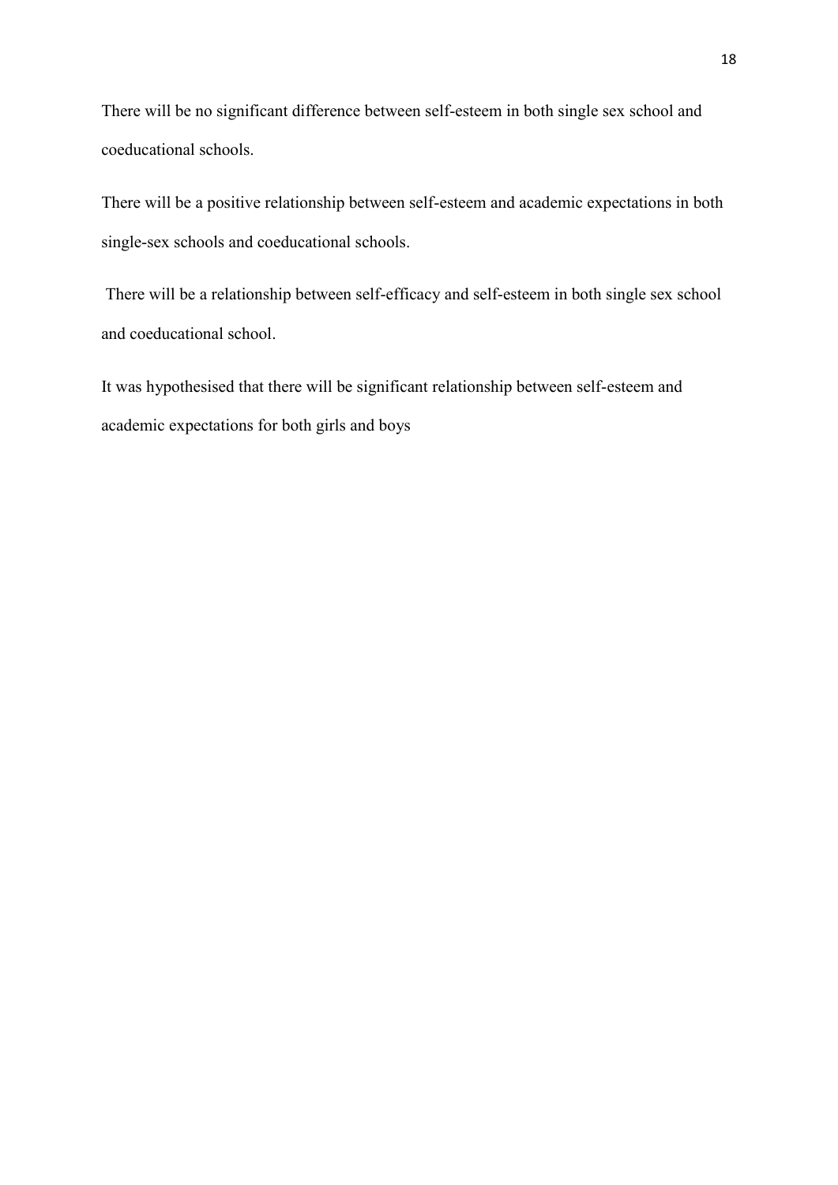There will be no significant difference between self-esteem in both single sex school and coeducational schools.

There will be a positive relationship between self-esteem and academic expectations in both single-sex schools and coeducational schools.

There will be a relationship between self-efficacy and self-esteem in both single sex school and coeducational school.

It was hypothesised that there will be significant relationship between self-esteem and academic expectations for both girls and boys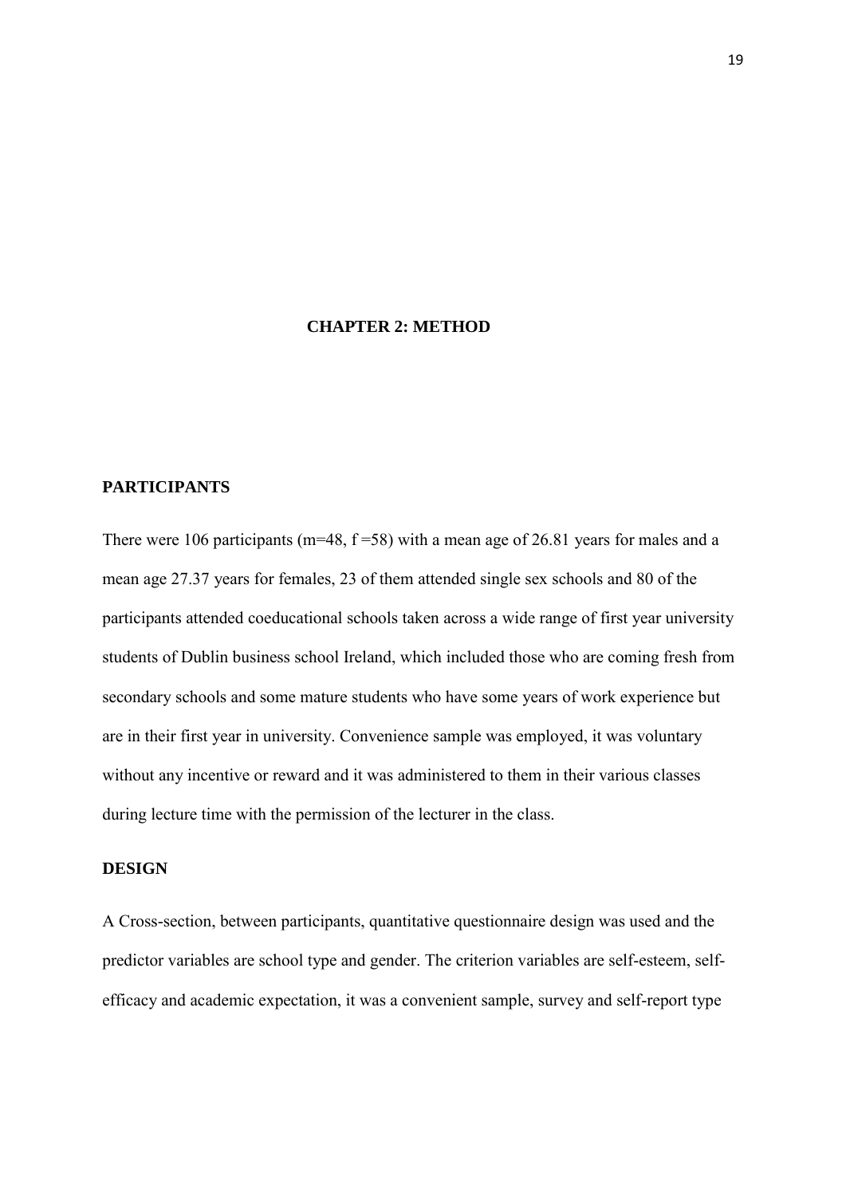# CHAPTER 2: METHOD

## PARTICIPANTS

There were 106 participants (m=48, f =58) with a mean age of 26.81 years for males and a mean age 27.37 years for females, 23 of them attended single sex schools and 80 of the participants attended coeducational schools taken across a wide range of first year university students of Dublin business school Ireland, which included those who are coming fresh from secondary schools and some mature students who have some years of work experience but are in their first year in university. Convenience sample was employed, it was voluntary without any incentive or reward and it was administered to them in their various classes during lecture time with the permission of the lecturer in the class.

## DESIGN

A Cross-section, between participants, quantitative questionnaire design was used and the predictor variables are school type and gender. The criterion variables are self-esteem, self-efficacy and academic expectation, it was a convenient sample, survey and self-report type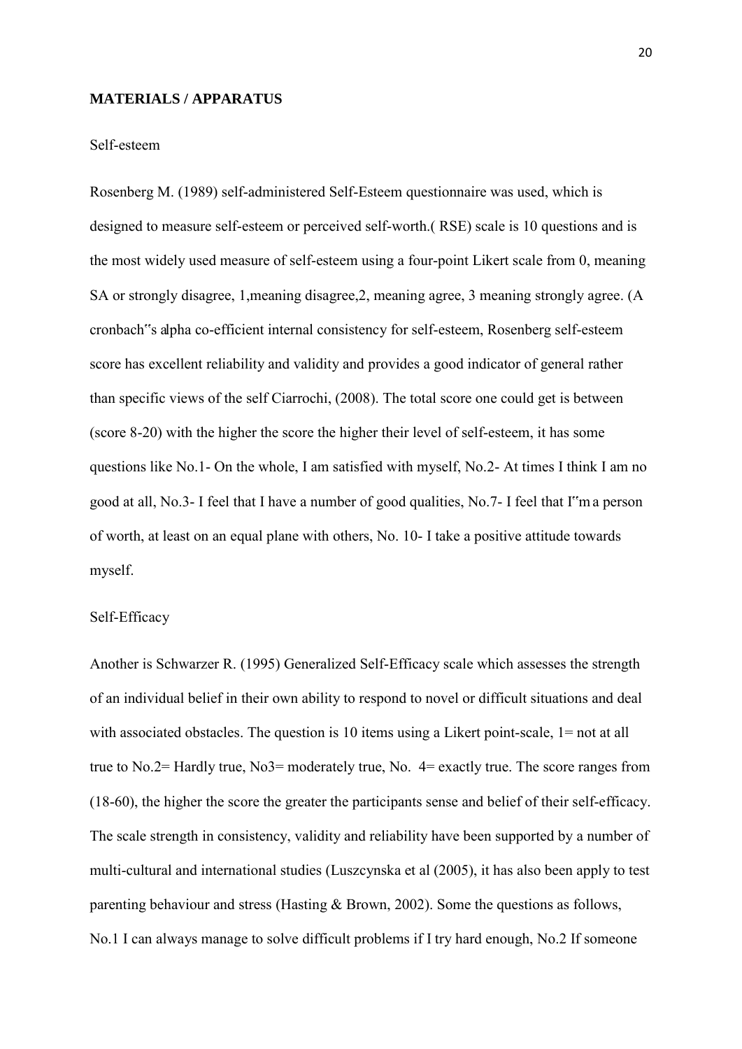**MATERIALS / APPARATUS**

Self-esteem

Rosenberg M. (1989) self-administered Self-Esteem questionnaire was used, which is designed to measure self-esteem or perceived self-worth.( RSE) scale is 10 questions and is the most widely used measure of self-esteem using a four-point Likert scale from 0, meaning SA or strongly disagree, 1,meaning disagree,2, meaning agree, 3 meaning strongly agree. (A cronbach"s alpha co-efficient internal consistency for self-esteem, Rosenberg self-esteem score has excellent reliability and validity and provides a good indicator of general rather than specific views of the self Ciarrochi, (2008). The total score one could get is between (score 8-20) with the higher the score the higher their level of self-esteem, it has some questions like No.1- On the whole, I am satisfied with myself, No.2- At times I think I am no good at all, No.3- I feel that I have a number of good qualities, No.7- I feel that I"m a person of worth, at least on an equal plane with others, No. 10- I take a positive attitude towards myself.

Self-Efficacy

Another is Schwarzer R. (1995) Generalized Self-Efficacy scale which assesses the strength of an individual belief in their own ability to respond to novel or difficult situations and deal with associated obstacles. The question is 10 items using a Likert point-scale, 1= not at all true to No.2= Hardly true, No3= moderately true, No. 4= exactly true. The score ranges from (18-60), the higher the score the greater the participants sense and belief of their self-efficacy. The scale strength in consistency, validity and reliability have been supported by a number of multi-cultural and international studies (Luszcynska et al (2005), it has also been apply to test parenting behaviour and stress (Hasting & Brown, 2002). Some the questions as follows, No.1 I can always manage to solve difficult problems if I try hard enough, No.2 If someone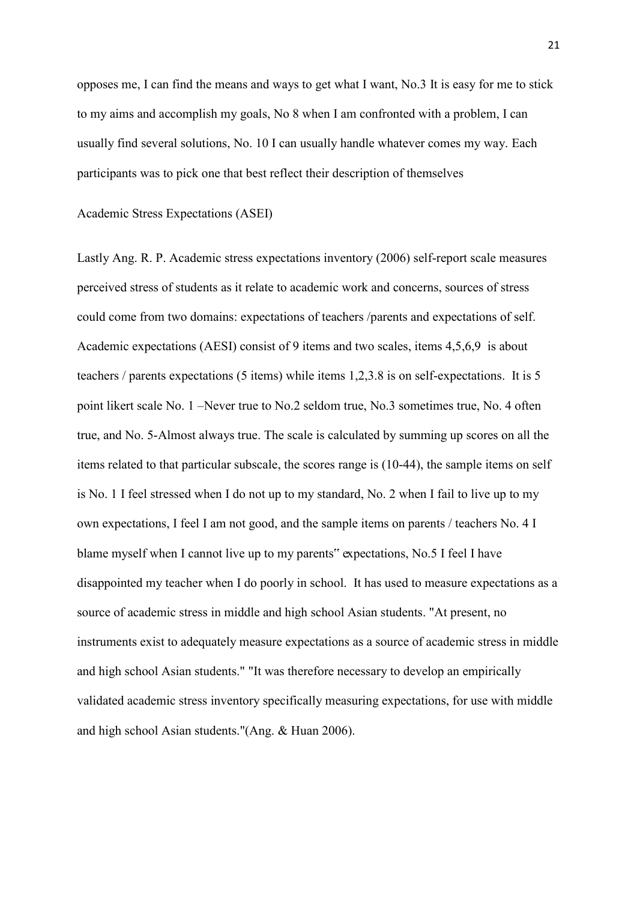opposes me, I can find the means and ways to get what I want, No.3 It is easy for me to stick to my aims and accomplish my goals, No 8 when I am confronted with a problem, I can usually find several solutions, No. 10 I can usually handle whatever comes my way. Each participants was to pick one that best reflect their description of themselves

Academic Stress Expectations (ASEI)

Lastly Ang. R. P. Academic stress expectations inventory (2006) self-report scale measures perceived stress of students as it relate to academic work and concerns, sources of stress could come from two domains: expectations of teachers /parents and expectations of self. Academic expectations (AESI) consist of 9 items and two scales, items 4,5,6,9 is about teachers / parents expectations (5 items) while items 1,2,3.8 is on self-expectations. It is 5 point likert scale No. 1 –Never true to No.2 seldom true, No.3 sometimes true, No. 4 often true, and No. 5-Almost always true. The scale is calculated by summing up scores on all the items related to that particular subscale, the scores range is (10-44), the sample items on self is No. 1 I feel stressed when I do not up to my standard, No. 2 when I fail to live up to my own expectations, I feel I am not good, and the sample items on parents / teachers No. 4 I blame myself when I cannot live up to my parents" expectations, No.5 I feel I have disappointed my teacher when I do poorly in school. It has used to measure expectations as a source of academic stress in middle and high school Asian students. "At present, no instruments exist to adequately measure expectations as a source of academic stress in middle and high school Asian students." "It was therefore necessary to develop an empirically validated academic stress inventory specifically measuring expectations, for use with middle and high school Asian students."(Ang. & Huan 2006).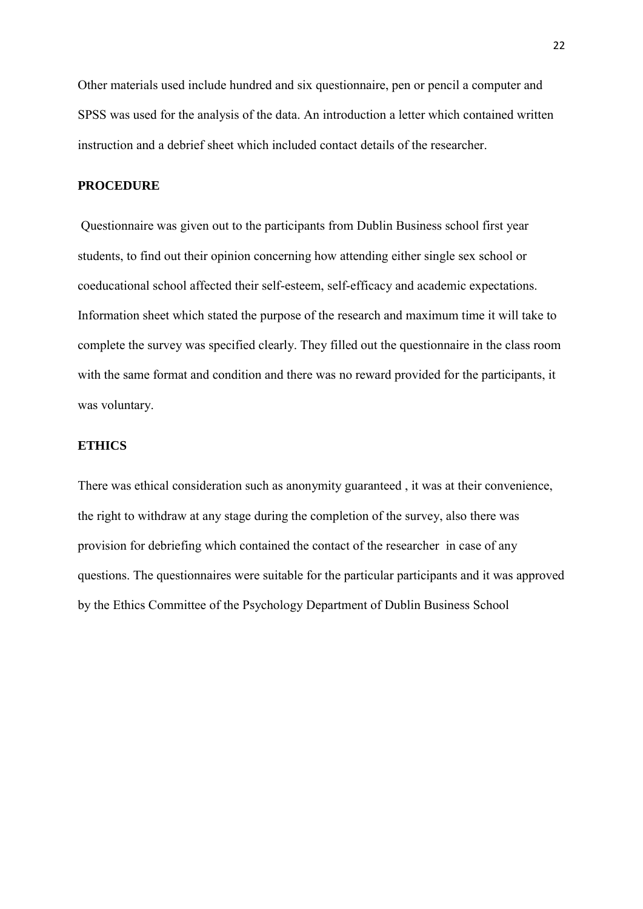Other materials used include hundred and six questionnaire, pen or pencil a computer and SPSS was used for the analysis of the data. An introduction a letter which contained written instruction and a debrief sheet which included contact details of the researcher.

## PROCEDURE

Questionnaire was given out to the participants from Dublin Business school first year students, to find out their opinion concerning how attending either single sex school or coeducational school affected their self-esteem, self-efficacy and academic expectations. Information sheet which stated the purpose of the research and maximum time it will take to complete the survey was specified clearly. They filled out the questionnaire in the class room with the same format and condition and there was no reward provided for the participants, it was voluntary.

## ETHICS

There was ethical consideration such as anonymity guaranteed , it was at their convenience, the right to withdraw at any stage during the completion of the survey, also there was provision for debriefing which contained the contact of the researcher in case of any questions. The questionnaires were suitable for the particular participants and it was approved by the Ethics Committee of the Psychology Department of Dublin Business School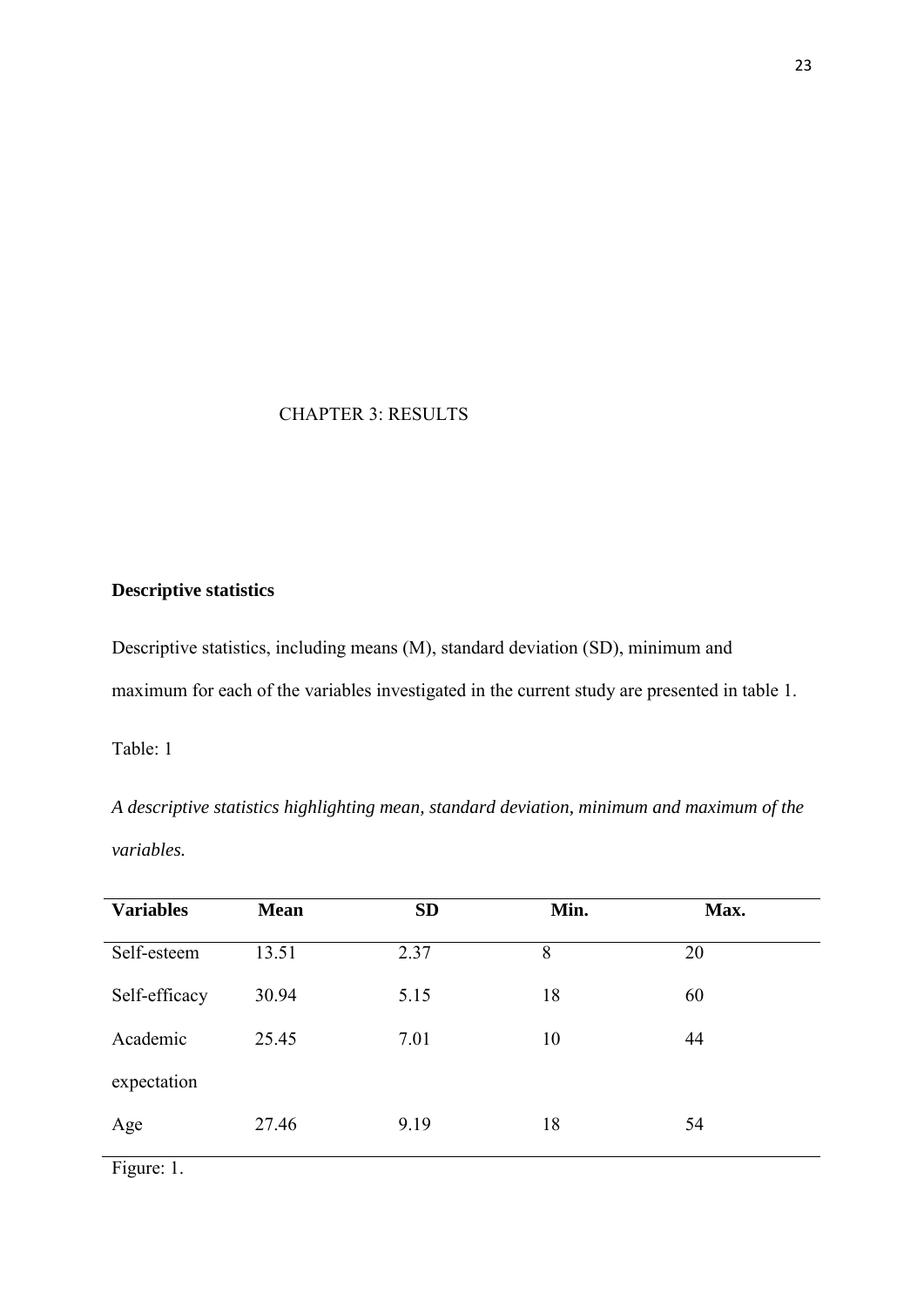# CHAPTER 3: RESULTS

**Descriptive statistics**

Descriptive statistics, including means (M), standard deviation (SD), minimum and maximum for each of the variables investigated in the current study are presented in table 1.

Table: 1

*A descriptive statistics highlighting mean, standard deviation, minimum and maximum of the variables.*

| **Variables** | **Mean** | **SD** | **Min.** | **Max.** |
|---|---|---|---|---|
| Self-esteem | 13.51 | 2.37 | 8 | 20 |
| Self-efficacy | 30.94 | 5.15 | 18 | 60 |
| Academic expectation | 25.45 | 7.01 | 10 | 44 |
| Age | 27.46 | 9.19 | 18 | 54 |

Figure: 1.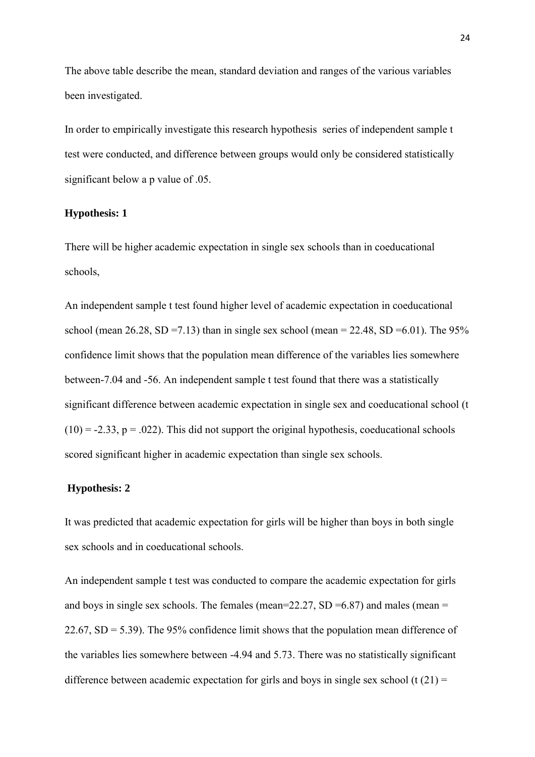The above table describe the mean, standard deviation and ranges of the various variables been investigated.

In order to empirically investigate this research hypothesis series of independent sample t test were conducted, and difference between groups would only be considered statistically significant below a p value of .05.

**Hypothesis: 1**

There will be higher academic expectation in single sex schools than in coeducational schools,

An independent sample t test found higher level of academic expectation in coeducational school (mean 26.28, SD =7.13) than in single sex school (mean = 22.48, SD =6.01). The 95% confidence limit shows that the population mean difference of the variables lies somewhere between-7.04 and -56. An independent sample t test found that there was a statistically significant difference between academic expectation in single sex and coeducational school ($t(10) = -2.33$, $p = .022$). This did not support the original hypothesis, coeducational schools scored significant higher in academic expectation than single sex schools.

**Hypothesis: 2**

It was predicted that academic expectation for girls will be higher than boys in both single sex schools and in coeducational schools.

An independent sample t test was conducted to compare the academic expectation for girls and boys in single sex schools. The females (mean=22.27, SD =6.87) and males (mean = 22.67, SD = 5.39). The 95% confidence limit shows that the population mean difference of the variables lies somewhere between -4.94 and 5.73. There was no statistically significant difference between academic expectation for girls and boys in single sex school ($t(21) =$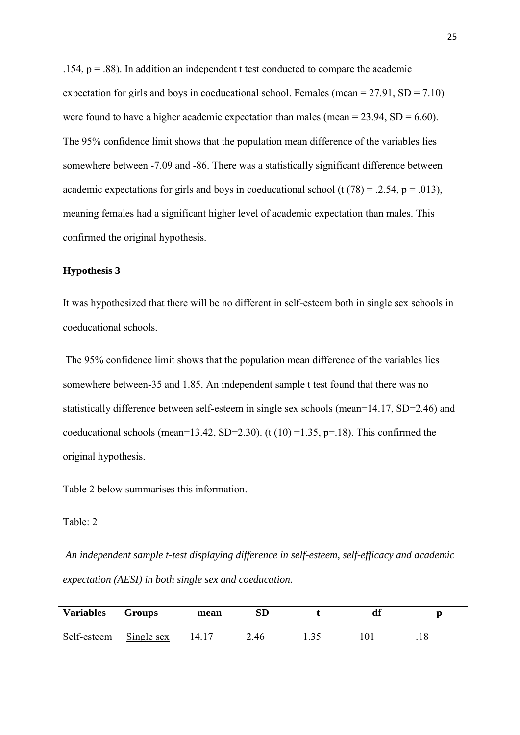.154, $p = .88$). In addition an independent t test conducted to compare the academic expectation for girls and boys in coeducational school. Females (mean = 27.91, SD = 7.10) were found to have a higher academic expectation than males (mean = 23.94, SD = 6.60). The 95% confidence limit shows that the population mean difference of the variables lies somewhere between -7.09 and -86. There was a statistically significant difference between academic expectations for girls and boys in coeducational school ($t(78) = .2.54$, $p = .013$), meaning females had a significant higher level of academic expectation than males. This confirmed the original hypothesis.

**Hypothesis 3**

It was hypothesized that there will be no different in self-esteem both in single sex schools in coeducational schools.

The 95% confidence limit shows that the population mean difference of the variables lies somewhere between-35 and 1.85. An independent sample t test found that there was no statistically difference between self-esteem in single sex schools (mean=14.17, SD=2.46) and coeducational schools (mean=13.42, SD=2.30). ($t(10) = 1.35$, $p = .18$). This confirmed the original hypothesis.

Table 2 below summarises this information.

Table: 2

*An independent sample t-test displaying difference in self-esteem, self-efficacy and academic expectation (AESI) in both single sex and coeducation.*

| Variables | Groups | mean | SD | t | df | p |
|---|---|---|---|---|---|---|
| Self-esteem | Single sex | 14.17 | 2.46 | 1.35 | 101 | .18 |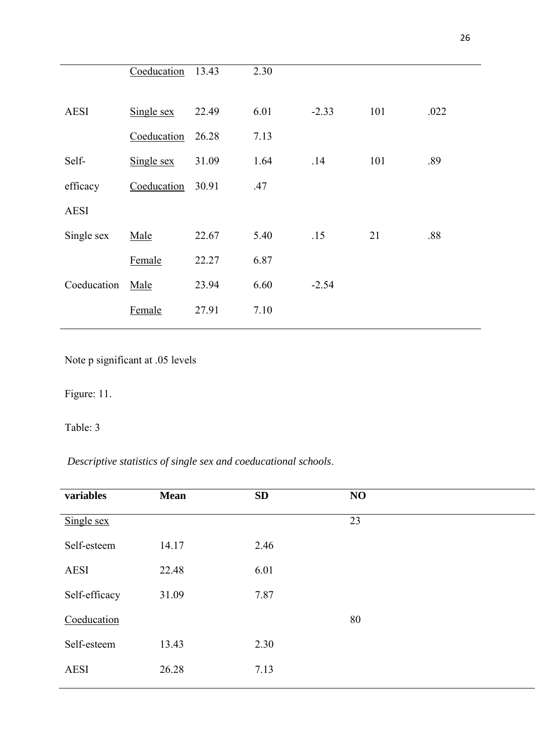| | | | | | | |
|---|---|---|---|---|---|---|
| | Coeducation | 13.43 | 2.30 | | | |
| AESI | Single sex | 22.49 | 6.01 | -2.33 | 101 | .022 |
| | Coeducation | 26.28 | 7.13 | | | |
| Self- | Single sex | 31.09 | 1.64 | .14 | 101 | .89 |
| efficacy | Coeducation | 30.91 | .47 | | | |
| AESI | | | | | | |
| Single sex | Male | 22.67 | 5.40 | .15 | 21 | .88 |
| | Female | 22.27 | 6.87 | | | |
| Coeducation | Male | 23.94 | 6.60 | -2.54 | | |
| | Female | 27.91 | 7.10 | | | |

Note p significant at .05 levels

Figure: 11.

Table: 3

*Descriptive statistics of single sex and coeducational schools*.

| variables | Mean | SD | NO |
|---|---|---|---|
| Single sex | | | 23 |
| Self-esteem | 14.17 | 2.46 | |
| AESI | 22.48 | 6.01 | |
| Self-efficacy | 31.09 | 7.87 | |
| Coeducation | | | 80 |
| Self-esteem | 13.43 | 2.30 | |
| AESI | 26.28 | 7.13 | |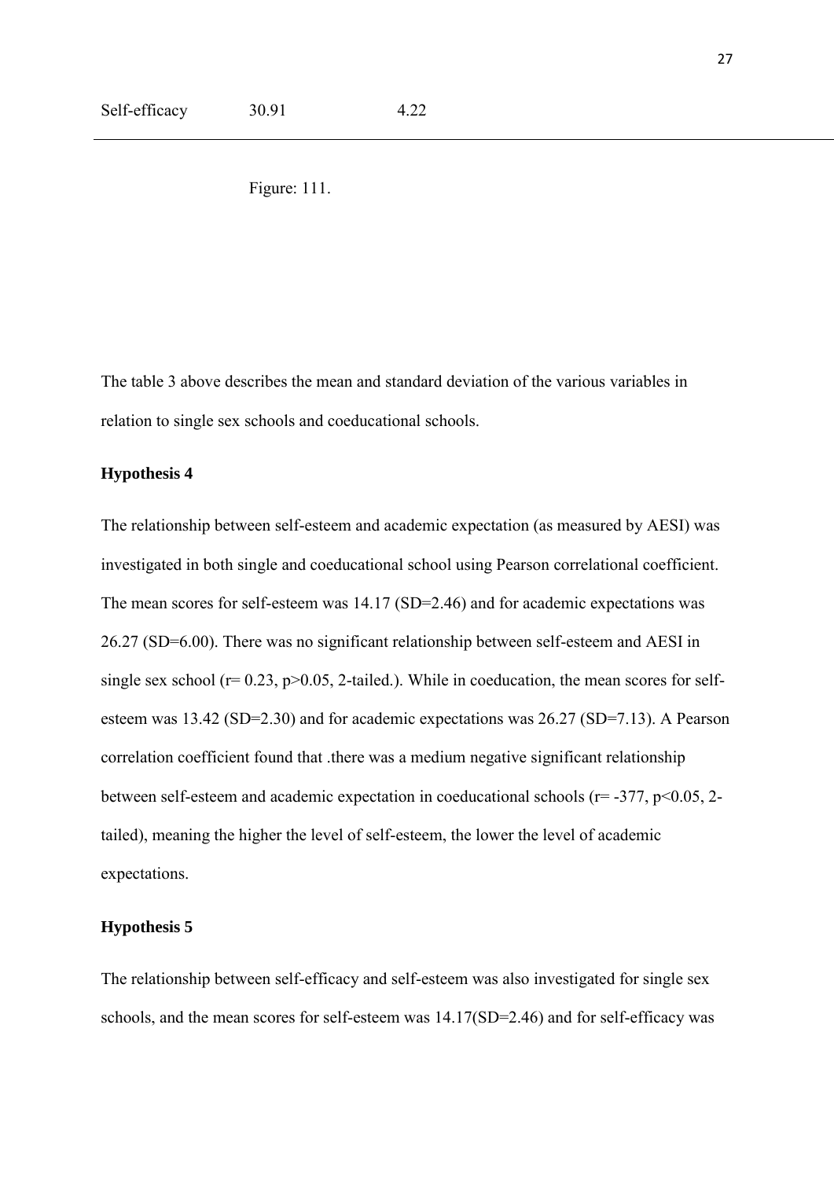| Self-efficacy | 30.91 | 4.22 |
|---|---|---|

Figure: 111.

The table 3 above describes the mean and standard deviation of the various variables in relation to single sex schools and coeducational schools.

**Hypothesis 4**

The relationship between self-esteem and academic expectation (as measured by AESI) was investigated in both single and coeducational school using Pearson correlational coefficient. The mean scores for self-esteem was 14.17 (SD=2.46) and for academic expectations was 26.27 (SD=6.00). There was no significant relationship between self-esteem and AESI in single sex school ($r = 0.23$, $p > 0.05$, 2-tailed.). While in coeducation, the mean scores for self-esteem was 13.42 (SD=2.30) and for academic expectations was 26.27 (SD=7.13). A Pearson correlation coefficient found that .there was a medium negative significant relationship between self-esteem and academic expectation in coeducational schools ($r = -377$, $p < 0.05$, 2-tailed), meaning the higher the level of self-esteem, the lower the level of academic expectations.

**Hypothesis 5**

The relationship between self-efficacy and self-esteem was also investigated for single sex schools, and the mean scores for self-esteem was 14.17(SD=2.46) and for self-efficacy was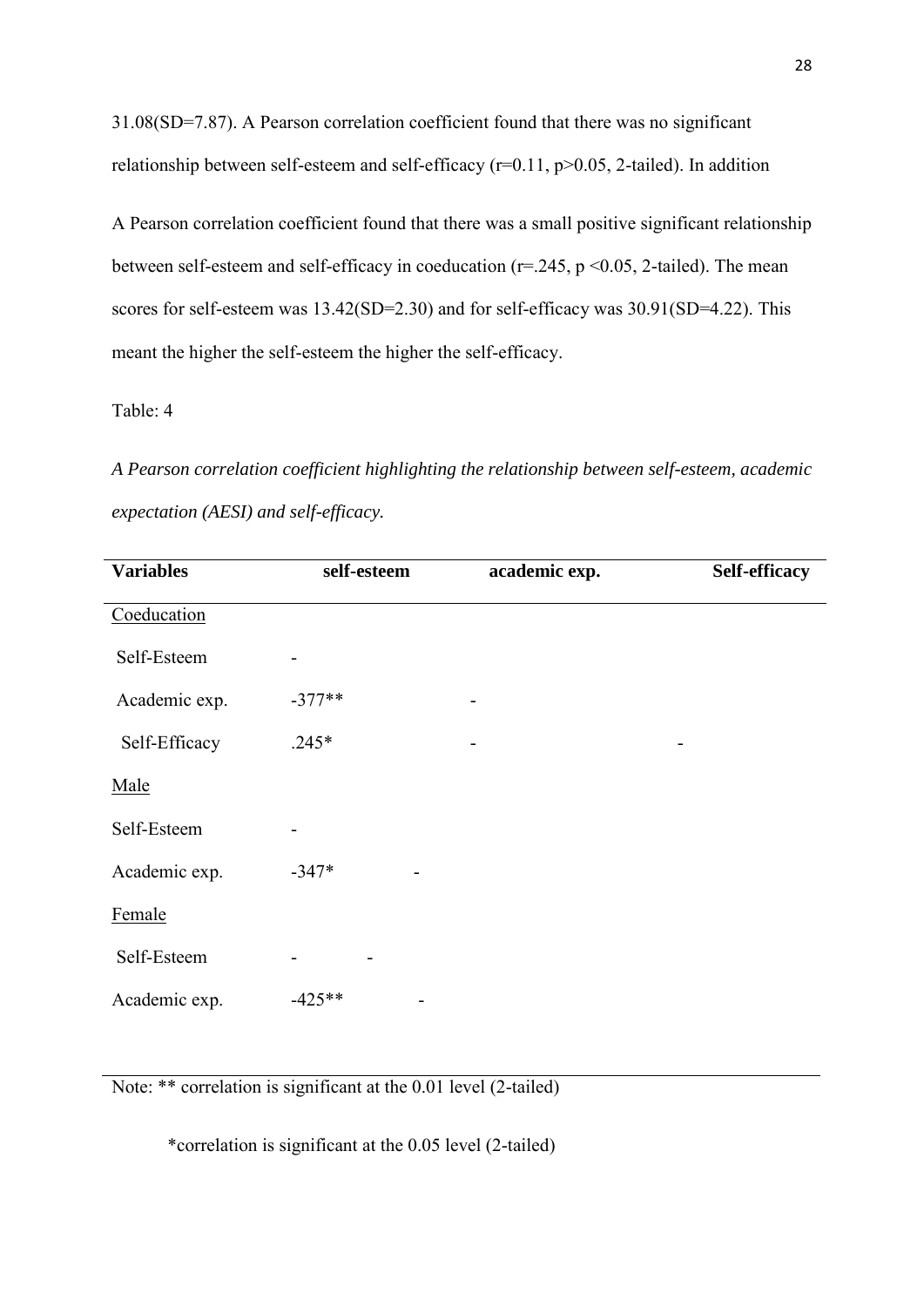31.08(SD=7.87). A Pearson correlation coefficient found that there was no significant relationship between self-esteem and self-efficacy ($r=0.11$, $p>0.05$, 2-tailed). In addition

A Pearson correlation coefficient found that there was a small positive significant relationship between self-esteem and self-efficacy in coeducation ($r=.245$, $p<0.05$, 2-tailed). The mean scores for self-esteem was 13.42(SD=2.30) and for self-efficacy was 30.91(SD=4.22). This meant the higher the self-esteem the higher the self-efficacy.

Table: 4

*A Pearson correlation coefficient highlighting the relationship between self-esteem, academic expectation (AESI) and self-efficacy.*

| **Variables** | **self-esteem** | **academic exp.** | **Self-efficacy** |
|---|---|---|---|
| Coeducation | | | |
| Self-Esteem | - | | |
| Academic exp. | -377** | - | |
| Self-Efficacy | .245* | - | - |
| Male | | | |
| Self-Esteem | - | | |
| Academic exp. | -347* | - | |
| Female | | | |
| Self-Esteem | - | - | |
| Academic exp. | -425** | - | |

Note: ** correlation is significant at the 0.01 level (2-tailed)

*correlation is significant at the 0.05 level (2-tailed)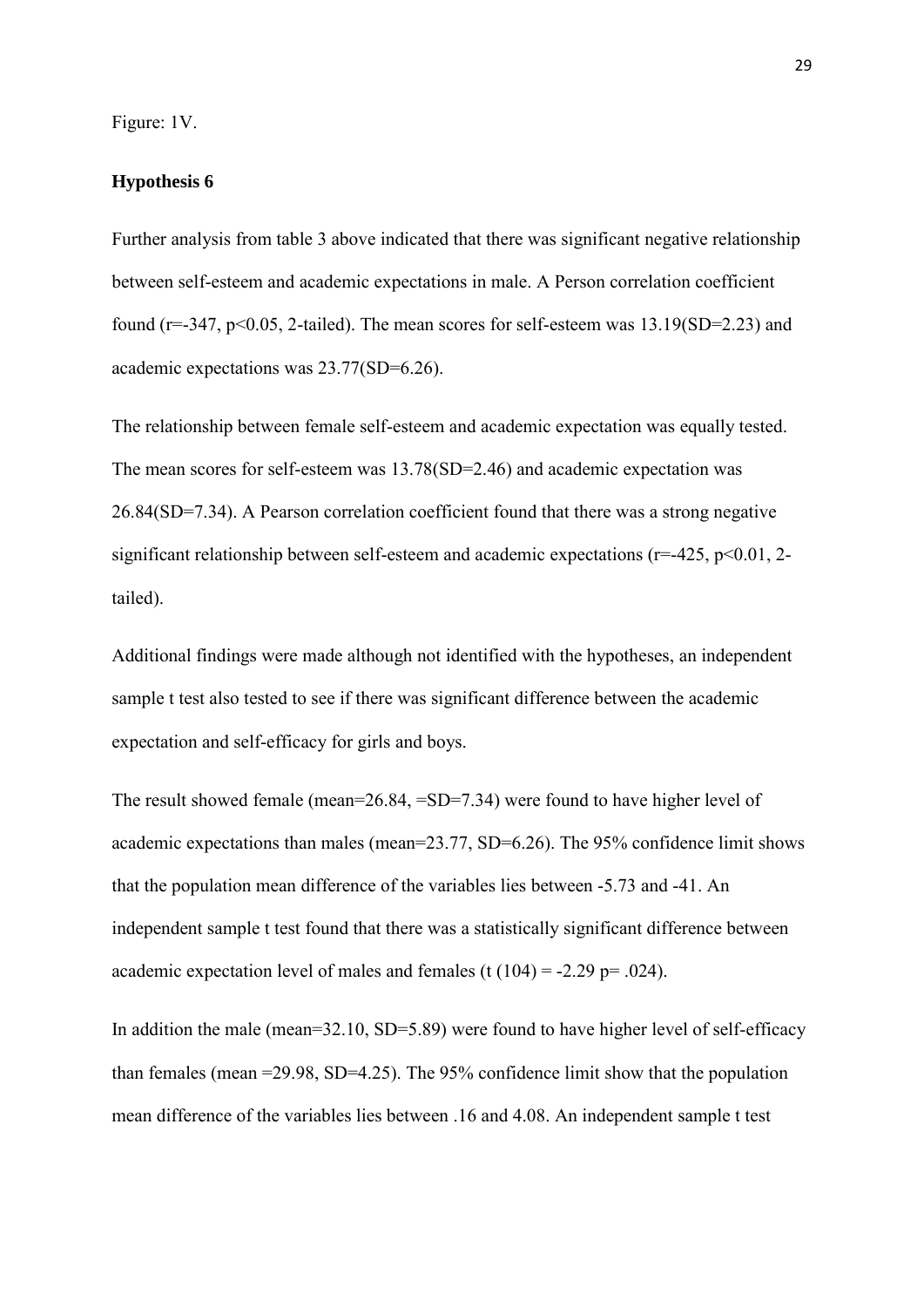Figure: 1V.

**Hypothesis 6**

Further analysis from table 3 above indicated that there was significant negative relationship between self-esteem and academic expectations in male. A Person correlation coefficient found ($r=-347$, $p<0.05$, 2-tailed). The mean scores for self-esteem was 13.19(SD=2.23) and academic expectations was 23.77(SD=6.26).

The relationship between female self-esteem and academic expectation was equally tested. The mean scores for self-esteem was 13.78(SD=2.46) and academic expectation was 26.84(SD=7.34). A Pearson correlation coefficient found that there was a strong negative significant relationship between self-esteem and academic expectations ($r=-425$, $p<0.01$, 2-tailed).

Additional findings were made although not identified with the hypotheses, an independent sample t test also tested to see if there was significant difference between the academic expectation and self-efficacy for girls and boys.

The result showed female (mean=26.84, =SD=7.34) were found to have higher level of academic expectations than males (mean=23.77, SD=6.26). The 95% confidence limit shows that the population mean difference of the variables lies between -5.73 and -41. An independent sample t test found that there was a statistically significant difference between academic expectation level of males and females ($t\ (104) = -2.29$ $p= .024$).

In addition the male (mean=32.10, SD=5.89) were found to have higher level of self-efficacy than females (mean =29.98, SD=4.25). The 95% confidence limit show that the population mean difference of the variables lies between .16 and 4.08. An independent sample t test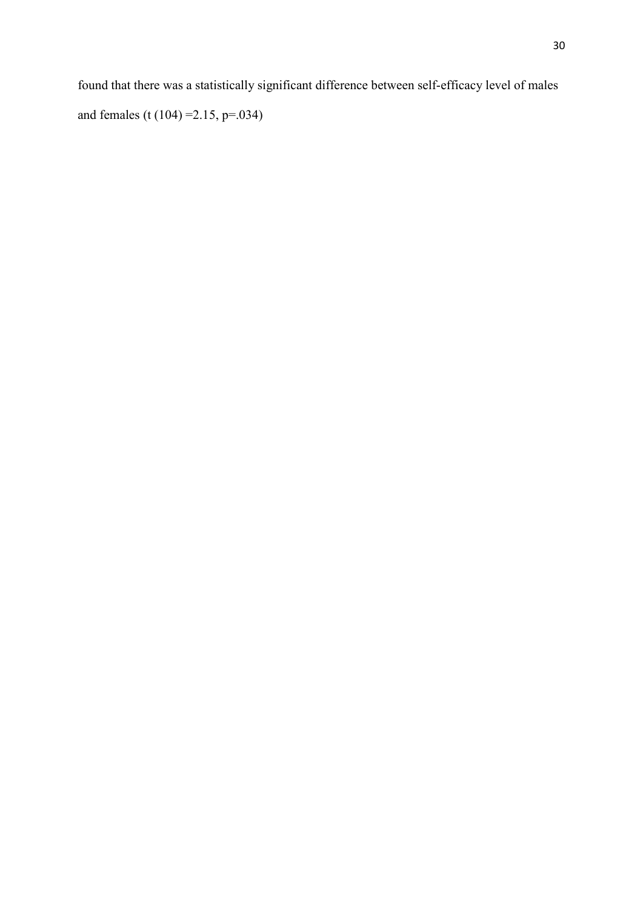found that there was a statistically significant difference between self-efficacy level of males and females ($t(104) = 2.15$, $p = .034$)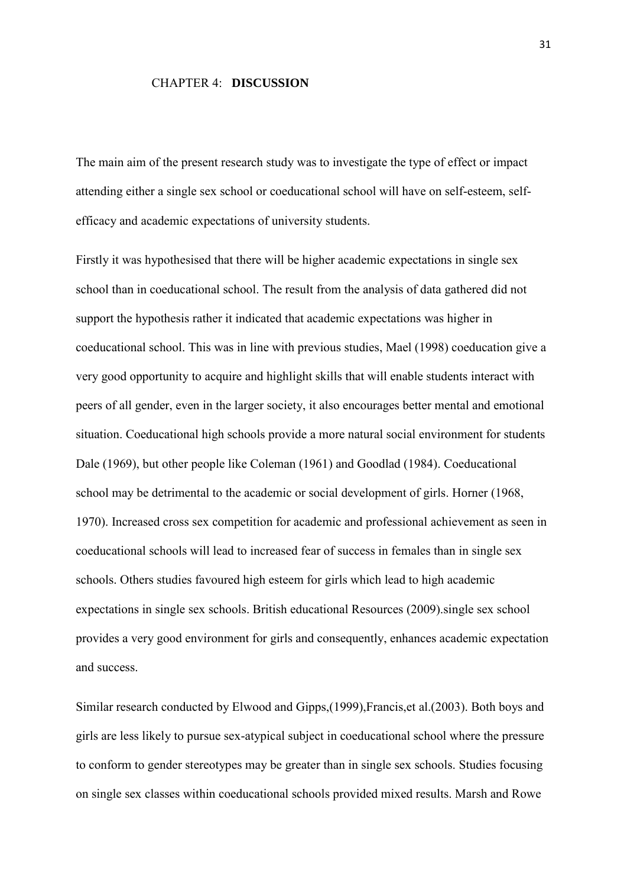# CHAPTER 4: **DISCUSSION**

The main aim of the present research study was to investigate the type of effect or impact attending either a single sex school or coeducational school will have on self-esteem, self-efficacy and academic expectations of university students.

Firstly it was hypothesised that there will be higher academic expectations in single sex school than in coeducational school. The result from the analysis of data gathered did not support the hypothesis rather it indicated that academic expectations was higher in coeducational school. This was in line with previous studies, Mael (1998) coeducation give a very good opportunity to acquire and highlight skills that will enable students interact with peers of all gender, even in the larger society, it also encourages better mental and emotional situation. Coeducational high schools provide a more natural social environment for students Dale (1969), but other people like Coleman (1961) and Goodlad (1984). Coeducational school may be detrimental to the academic or social development of girls. Horner (1968, 1970). Increased cross sex competition for academic and professional achievement as seen in coeducational schools will lead to increased fear of success in females than in single sex schools. Others studies favoured high esteem for girls which lead to high academic expectations in single sex schools. British educational Resources (2009).single sex school provides a very good environment for girls and consequently, enhances academic expectation and success.

Similar research conducted by Elwood and Gipps,(1999),Francis,et al.(2003). Both boys and girls are less likely to pursue sex-atypical subject in coeducational school where the pressure to conform to gender stereotypes may be greater than in single sex schools. Studies focusing on single sex classes within coeducational schools provided mixed results. Marsh and Rowe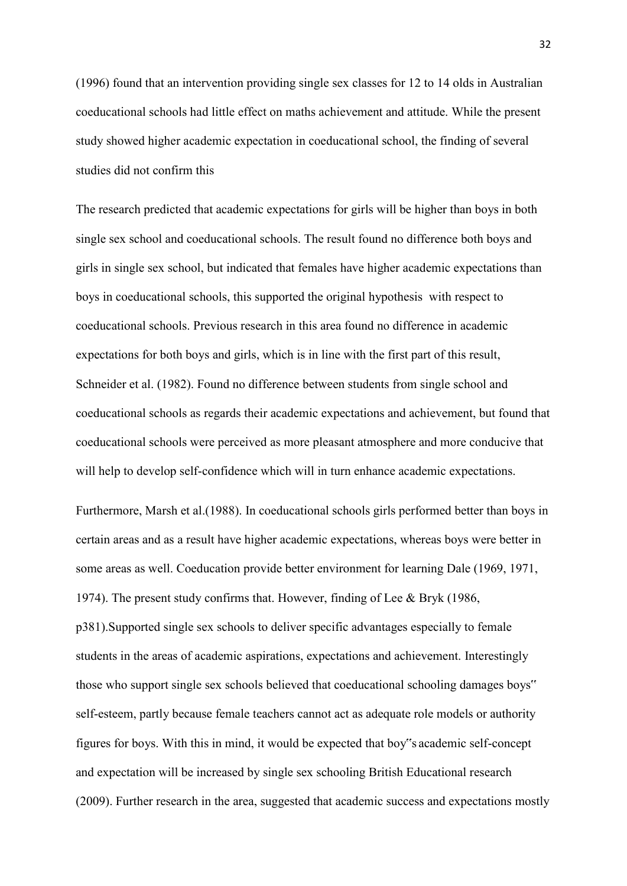(1996) found that an intervention providing single sex classes for 12 to 14 olds in Australian coeducational schools had little effect on maths achievement and attitude. While the present study showed higher academic expectation in coeducational school, the finding of several studies did not confirm this

The research predicted that academic expectations for girls will be higher than boys in both single sex school and coeducational schools. The result found no difference both boys and girls in single sex school, but indicated that females have higher academic expectations than boys in coeducational schools, this supported the original hypothesis with respect to coeducational schools. Previous research in this area found no difference in academic expectations for both boys and girls, which is in line with the first part of this result, Schneider et al. (1982). Found no difference between students from single school and coeducational schools as regards their academic expectations and achievement, but found that coeducational schools were perceived as more pleasant atmosphere and more conducive that will help to develop self-confidence which will in turn enhance academic expectations.

Furthermore, Marsh et al.(1988). In coeducational schools girls performed better than boys in certain areas and as a result have higher academic expectations, whereas boys were better in some areas as well. Coeducation provide better environment for learning Dale (1969, 1971, 1974). The present study confirms that. However, finding of Lee & Bryk (1986, p381).Supported single sex schools to deliver specific advantages especially to female students in the areas of academic aspirations, expectations and achievement. Interestingly those who support single sex schools believed that coeducational schooling damages boys‟ self-esteem, partly because female teachers cannot act as adequate role models or authority figures for boys. With this in mind, it would be expected that boy‟s academic self-concept and expectation will be increased by single sex schooling British Educational research (2009). Further research in the area, suggested that academic success and expectations mostly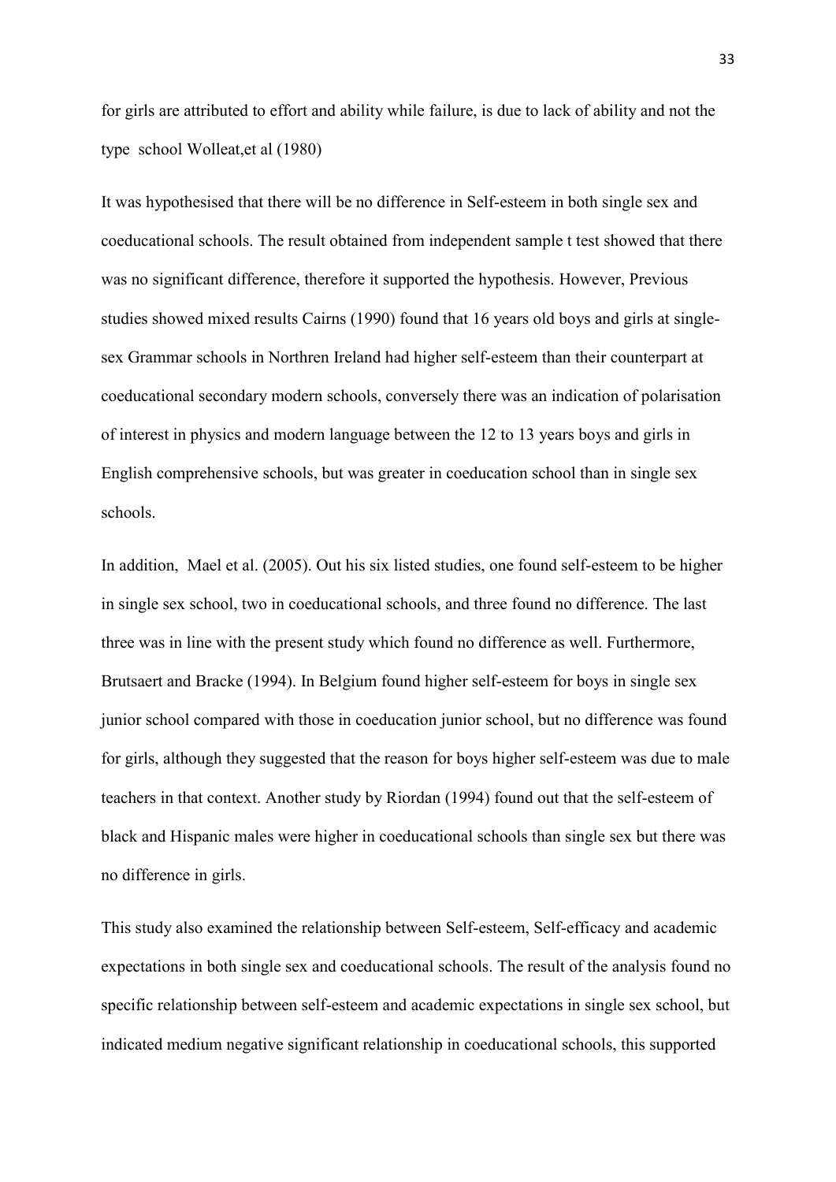for girls are attributed to effort and ability while failure, is due to lack of ability and not the type school Wolleat,et al (1980)

It was hypothesised that there will be no difference in Self-esteem in both single sex and coeducational schools. The result obtained from independent sample t test showed that there was no significant difference, therefore it supported the hypothesis. However, Previous studies showed mixed results Cairns (1990) found that 16 years old boys and girls at single-sex Grammar schools in Northren Ireland had higher self-esteem than their counterpart at coeducational secondary modern schools, conversely there was an indication of polarisation of interest in physics and modern language between the 12 to 13 years boys and girls in English comprehensive schools, but was greater in coeducation school than in single sex schools.

In addition, Mael et al. (2005). Out his six listed studies, one found self-esteem to be higher in single sex school, two in coeducational schools, and three found no difference. The last three was in line with the present study which found no difference as well. Furthermore, Brutsaert and Bracke (1994). In Belgium found higher self-esteem for boys in single sex junior school compared with those in coeducation junior school, but no difference was found for girls, although they suggested that the reason for boys higher self-esteem was due to male teachers in that context. Another study by Riordan (1994) found out that the self-esteem of black and Hispanic males were higher in coeducational schools than single sex but there was no difference in girls.

This study also examined the relationship between Self-esteem, Self-efficacy and academic expectations in both single sex and coeducational schools. The result of the analysis found no specific relationship between self-esteem and academic expectations in single sex school, but indicated medium negative significant relationship in coeducational schools, this supported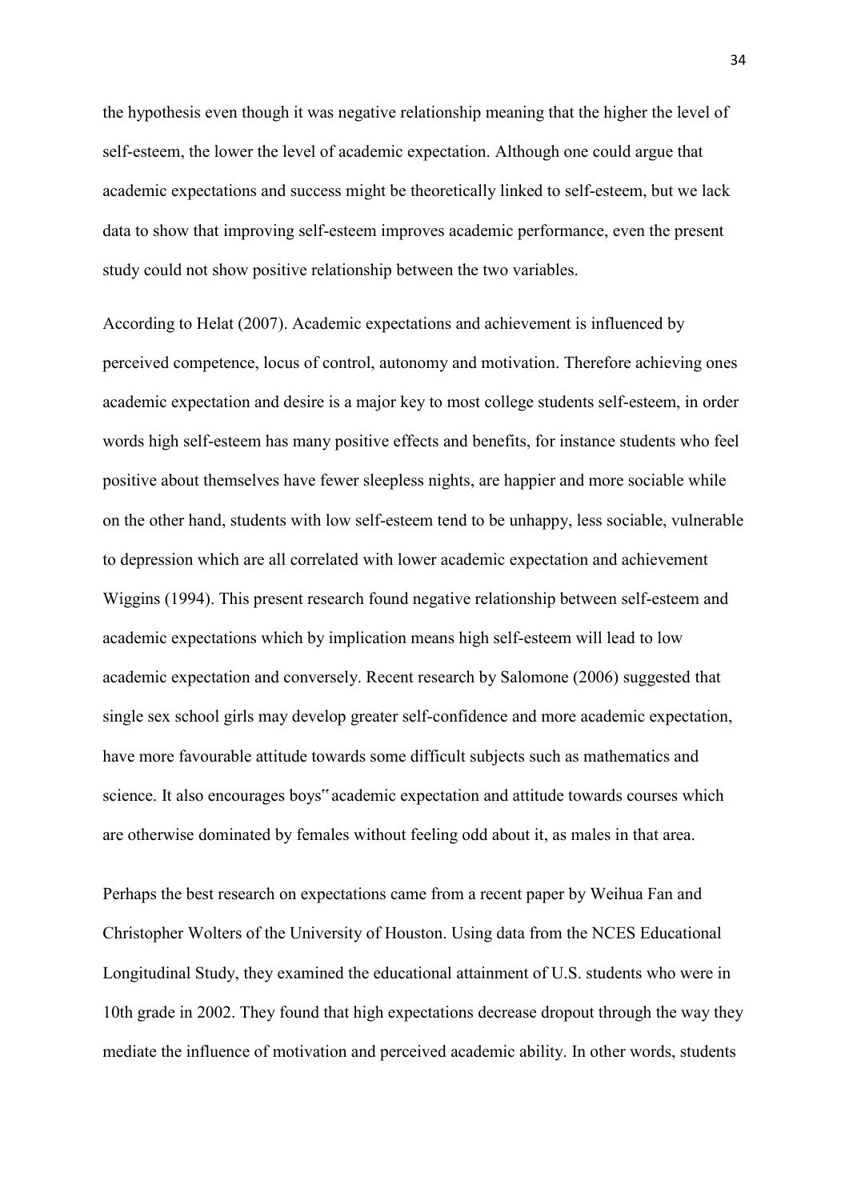the hypothesis even though it was negative relationship meaning that the higher the level of self-esteem, the lower the level of academic expectation. Although one could argue that academic expectations and success might be theoretically linked to self-esteem, but we lack data to show that improving self-esteem improves academic performance, even the present study could not show positive relationship between the two variables.

According to Helat (2007). Academic expectations and achievement is influenced by perceived competence, locus of control, autonomy and motivation. Therefore achieving ones academic expectation and desire is a major key to most college students self-esteem, in order words high self-esteem has many positive effects and benefits, for instance students who feel positive about themselves have fewer sleepless nights, are happier and more sociable while on the other hand, students with low self-esteem tend to be unhappy, less sociable, vulnerable to depression which are all correlated with lower academic expectation and achievement Wiggins (1994). This present research found negative relationship between self-esteem and academic expectations which by implication means high self-esteem will lead to low academic expectation and conversely. Recent research by Salomone (2006) suggested that single sex school girls may develop greater self-confidence and more academic expectation, have more favourable attitude towards some difficult subjects such as mathematics and science. It also encourages boys" academic expectation and attitude towards courses which are otherwise dominated by females without feeling odd about it, as males in that area.

Perhaps the best research on expectations came from a recent paper by Weihua Fan and Christopher Wolters of the University of Houston. Using data from the NCES Educational Longitudinal Study, they examined the educational attainment of U.S. students who were in 10th grade in 2002. They found that high expectations decrease dropout through the way they mediate the influence of motivation and perceived academic ability. In other words, students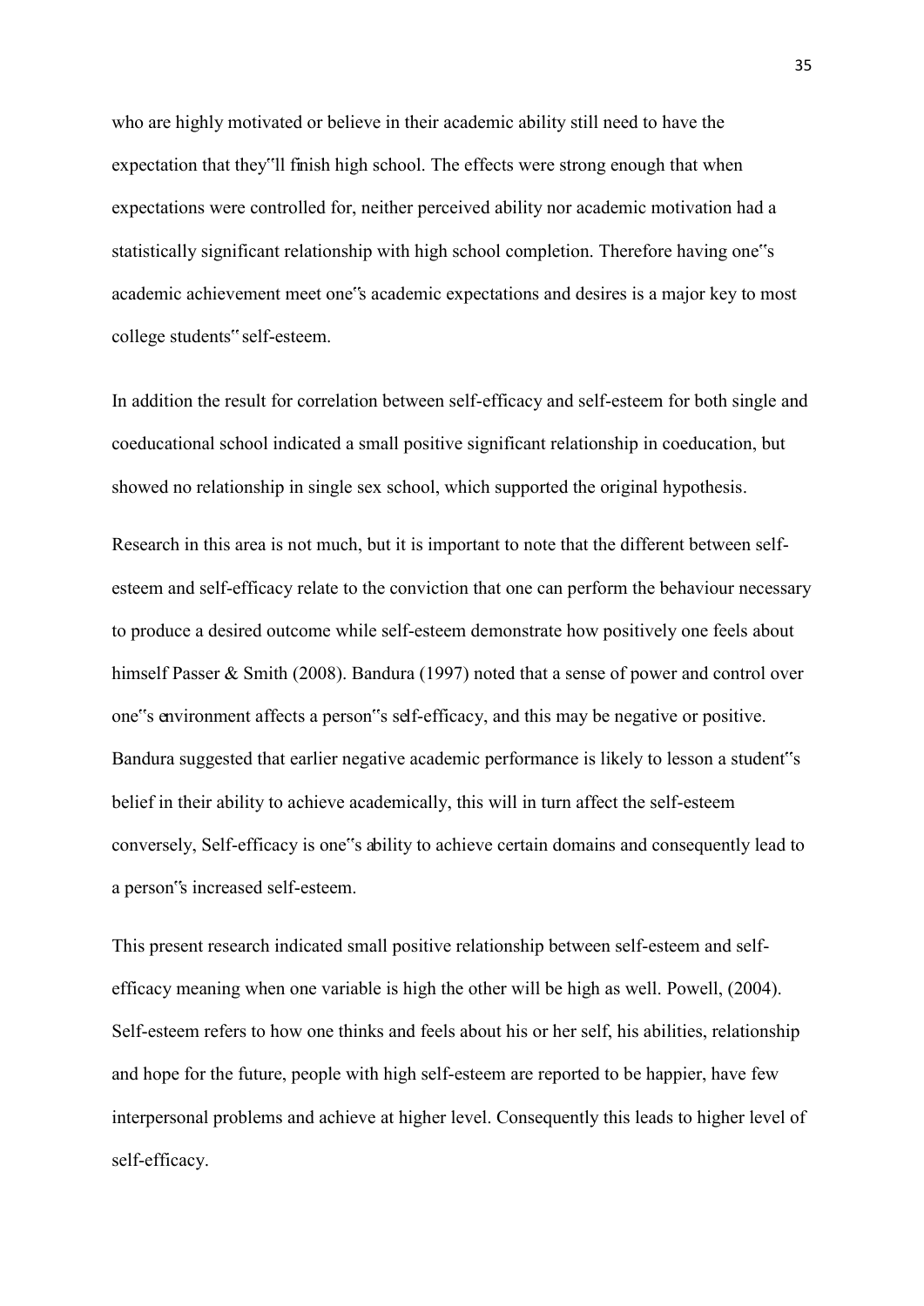who are highly motivated or believe in their academic ability still need to have the expectation that they"ll finish high school. The effects were strong enough that when expectations were controlled for, neither perceived ability nor academic motivation had a statistically significant relationship with high school completion. Therefore having one"s academic achievement meet one"s academic expectations and desires is a major key to most college students" self-esteem.

In addition the result for correlation between self-efficacy and self-esteem for both single and coeducational school indicated a small positive significant relationship in coeducation, but showed no relationship in single sex school, which supported the original hypothesis.

Research in this area is not much, but it is important to note that the different between self-esteem and self-efficacy relate to the conviction that one can perform the behaviour necessary to produce a desired outcome while self-esteem demonstrate how positively one feels about himself Passer & Smith (2008). Bandura (1997) noted that a sense of power and control over one"s environment affects a person"s self-efficacy, and this may be negative or positive. Bandura suggested that earlier negative academic performance is likely to lesson a student"s belief in their ability to achieve academically, this will in turn affect the self-esteem conversely, Self-efficacy is one"s ability to achieve certain domains and consequently lead to a person"s increased self-esteem.

This present research indicated small positive relationship between self-esteem and self-efficacy meaning when one variable is high the other will be high as well. Powell, (2004). Self-esteem refers to how one thinks and feels about his or her self, his abilities, relationship and hope for the future, people with high self-esteem are reported to be happier, have few interpersonal problems and achieve at higher level. Consequently this leads to higher level of self-efficacy.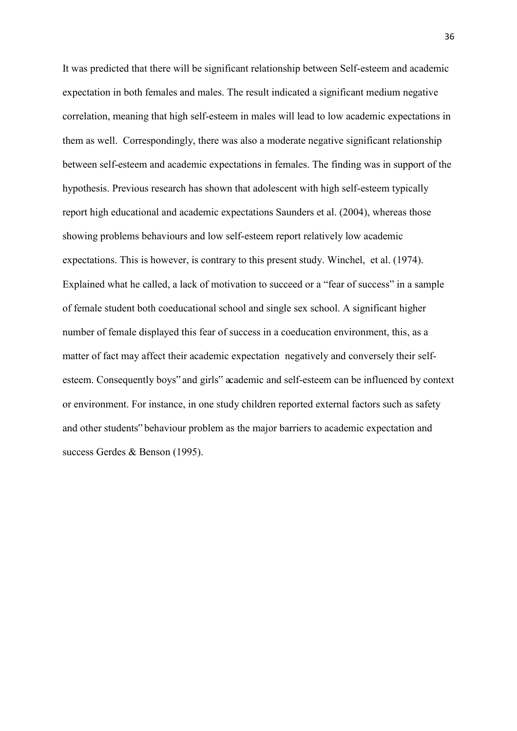It was predicted that there will be significant relationship between Self-esteem and academic expectation in both females and males. The result indicated a significant medium negative correlation, meaning that high self-esteem in males will lead to low academic expectations in them as well. Correspondingly, there was also a moderate negative significant relationship between self-esteem and academic expectations in females. The finding was in support of the hypothesis. Previous research has shown that adolescent with high self-esteem typically report high educational and academic expectations Saunders et al. (2004), whereas those showing problems behaviours and low self-esteem report relatively low academic expectations. This is however, is contrary to this present study. Winchel, et al. (1974). Explained what he called, a lack of motivation to succeed or a "fear of success" in a sample of female student both coeducational school and single sex school. A significant higher number of female displayed this fear of success in a coeducation environment, this, as a matter of fact may affect their academic expectation negatively and conversely their self-esteem. Consequently boys" and girls" academic and self-esteem can be influenced by context or environment. For instance, in one study children reported external factors such as safety and other students" behaviour problem as the major barriers to academic expectation and success Gerdes & Benson (1995).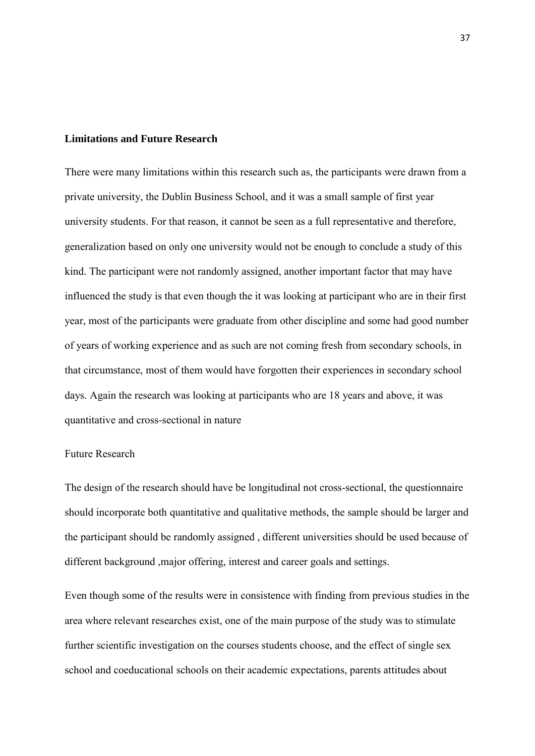**Limitations and Future Research**

There were many limitations within this research such as, the participants were drawn from a private university, the Dublin Business School, and it was a small sample of first year university students. For that reason, it cannot be seen as a full representative and therefore, generalization based on only one university would not be enough to conclude a study of this kind. The participant were not randomly assigned, another important factor that may have influenced the study is that even though the it was looking at participant who are in their first year, most of the participants were graduate from other discipline and some had good number of years of working experience and as such are not coming fresh from secondary schools, in that circumstance, most of them would have forgotten their experiences in secondary school days. Again the research was looking at participants who are 18 years and above, it was quantitative and cross-sectional in nature

Future Research

The design of the research should have be longitudinal not cross-sectional, the questionnaire should incorporate both quantitative and qualitative methods, the sample should be larger and the participant should be randomly assigned , different universities should be used because of different background ,major offering, interest and career goals and settings.

Even though some of the results were in consistence with finding from previous studies in the area where relevant researches exist, one of the main purpose of the study was to stimulate further scientific investigation on the courses students choose, and the effect of single sex school and coeducational schools on their academic expectations, parents attitudes about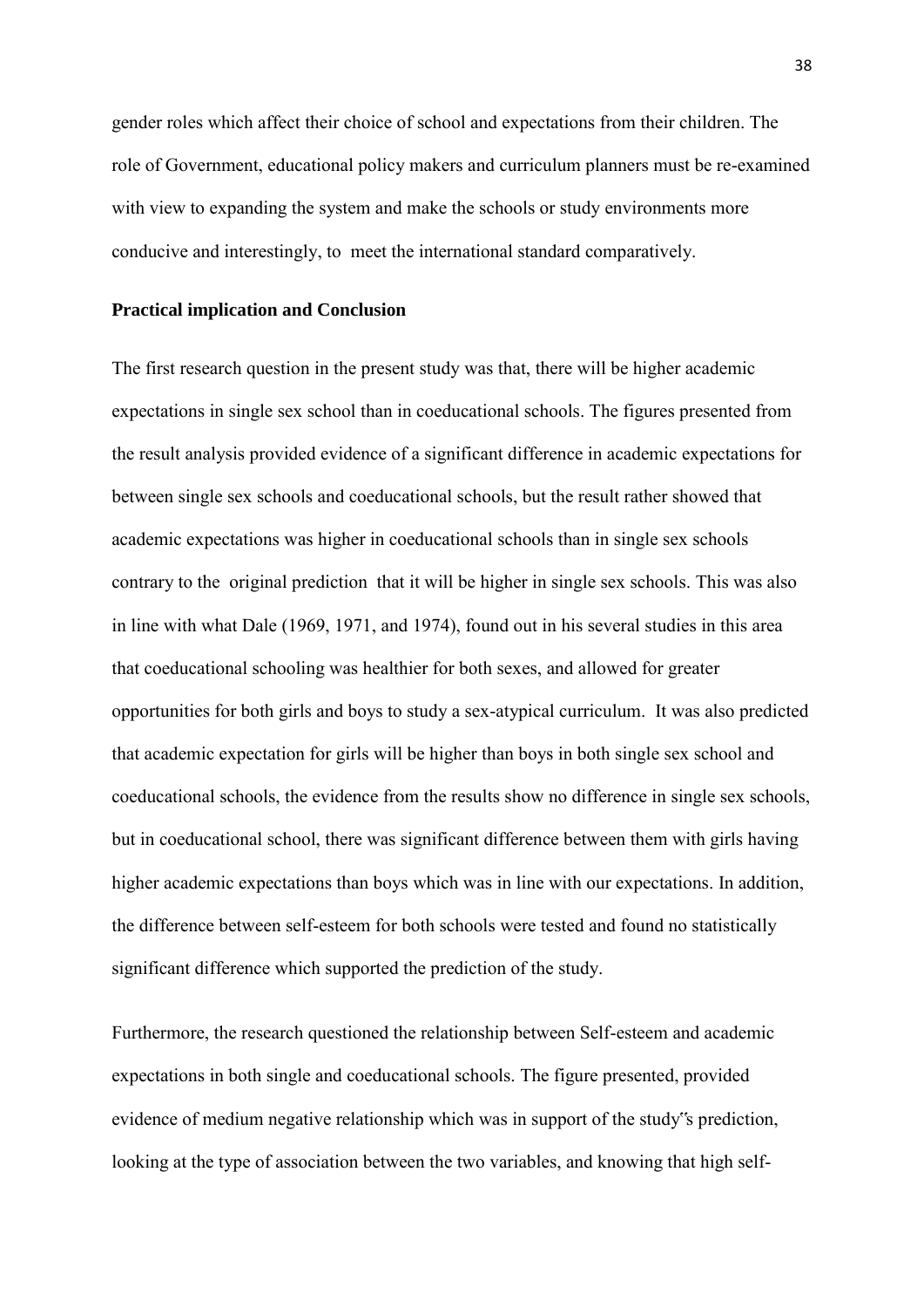gender roles which affect their choice of school and expectations from their children. The role of Government, educational policy makers and curriculum planners must be re-examined with view to expanding the system and make the schools or study environments more conducive and interestingly, to meet the international standard comparatively.

**Practical implication and Conclusion**

The first research question in the present study was that, there will be higher academic expectations in single sex school than in coeducational schools. The figures presented from the result analysis provided evidence of a significant difference in academic expectations for between single sex schools and coeducational schools, but the result rather showed that academic expectations was higher in coeducational schools than in single sex schools contrary to the original prediction that it will be higher in single sex schools. This was also in line with what Dale (1969, 1971, and 1974), found out in his several studies in this area that coeducational schooling was healthier for both sexes, and allowed for greater opportunities for both girls and boys to study a sex-atypical curriculum. It was also predicted that academic expectation for girls will be higher than boys in both single sex school and coeducational schools, the evidence from the results show no difference in single sex schools, but in coeducational school, there was significant difference between them with girls having higher academic expectations than boys which was in line with our expectations. In addition, the difference between self-esteem for both schools were tested and found no statistically significant difference which supported the prediction of the study.

Furthermore, the research questioned the relationship between Self-esteem and academic expectations in both single and coeducational schools. The figure presented, provided evidence of medium negative relationship which was in support of the study"s prediction, looking at the type of association between the two variables, and knowing that high self-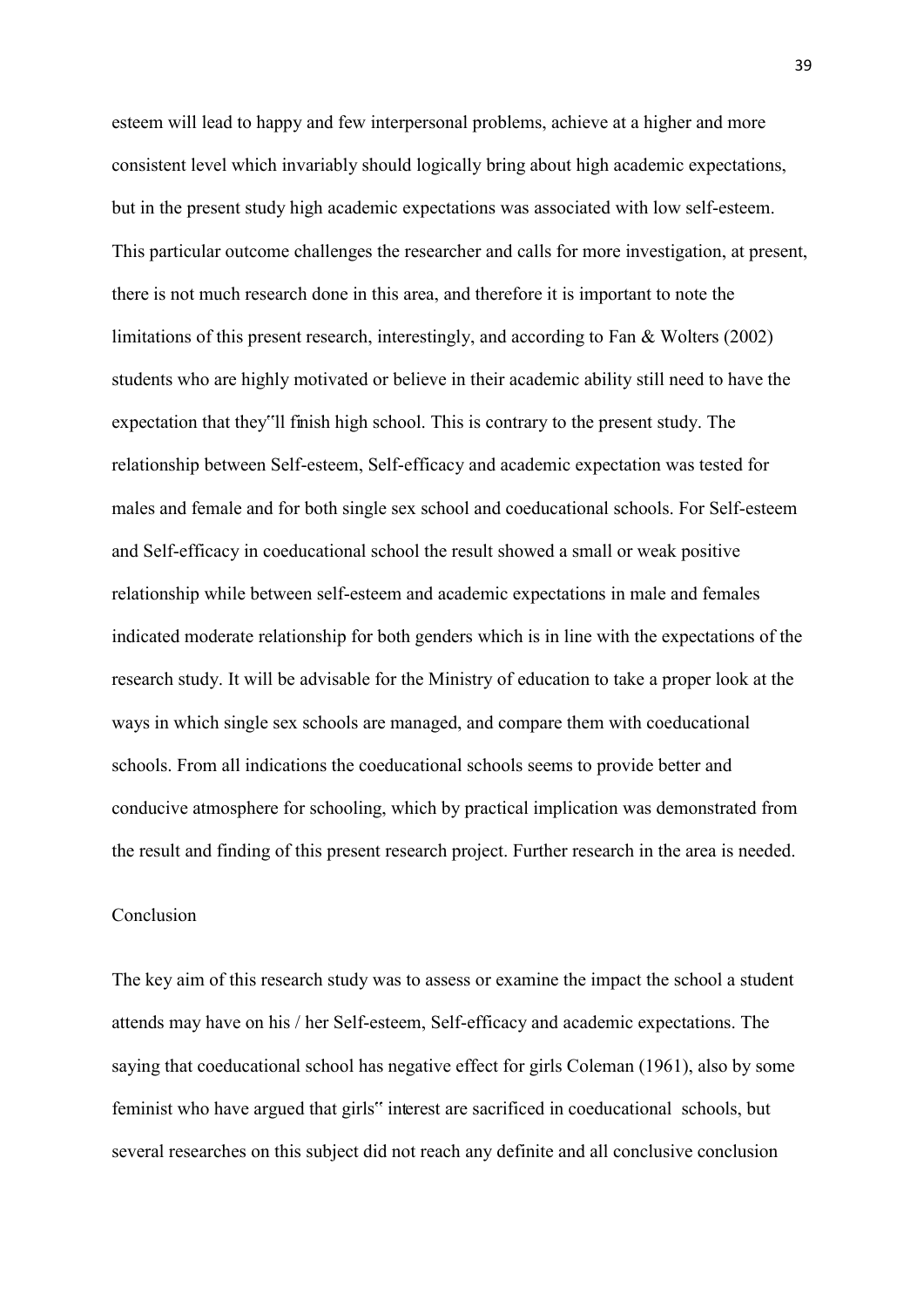esteem will lead to happy and few interpersonal problems, achieve at a higher and more consistent level which invariably should logically bring about high academic expectations, but in the present study high academic expectations was associated with low self-esteem. This particular outcome challenges the researcher and calls for more investigation, at present, there is not much research done in this area, and therefore it is important to note the limitations of this present research, interestingly, and according to Fan & Wolters (2002) students who are highly motivated or believe in their academic ability still need to have the expectation that they"ll finish high school. This is contrary to the present study. The relationship between Self-esteem, Self-efficacy and academic expectation was tested for males and female and for both single sex school and coeducational schools. For Self-esteem and Self-efficacy in coeducational school the result showed a small or weak positive relationship while between self-esteem and academic expectations in male and females indicated moderate relationship for both genders which is in line with the expectations of the research study. It will be advisable for the Ministry of education to take a proper look at the ways in which single sex schools are managed, and compare them with coeducational schools. From all indications the coeducational schools seems to provide better and conducive atmosphere for schooling, which by practical implication was demonstrated from the result and finding of this present research project. Further research in the area is needed.

## Conclusion

The key aim of this research study was to assess or examine the impact the school a student attends may have on his / her Self-esteem, Self-efficacy and academic expectations. The saying that coeducational school has negative effect for girls Coleman (1961), also by some feminist who have argued that girls" interest are sacrificed in coeducational schools, but several researches on this subject did not reach any definite and all conclusive conclusion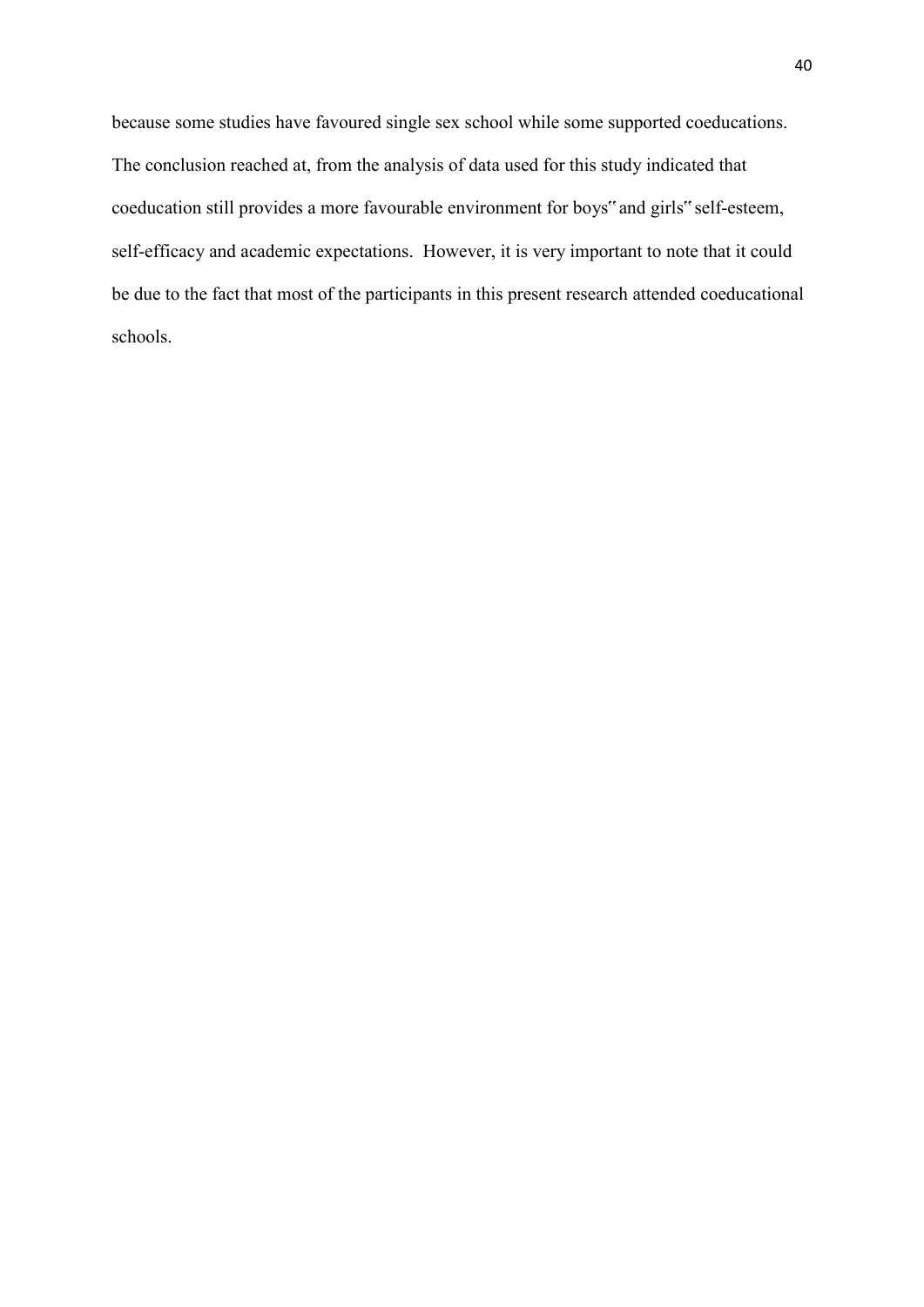because some studies have favoured single sex school while some supported coeducations. The conclusion reached at, from the analysis of data used for this study indicated that coeducation still provides a more favourable environment for boys" and girls" self-esteem, self-efficacy and academic expectations. However, it is very important to note that it could be due to the fact that most of the participants in this present research attended coeducational schools.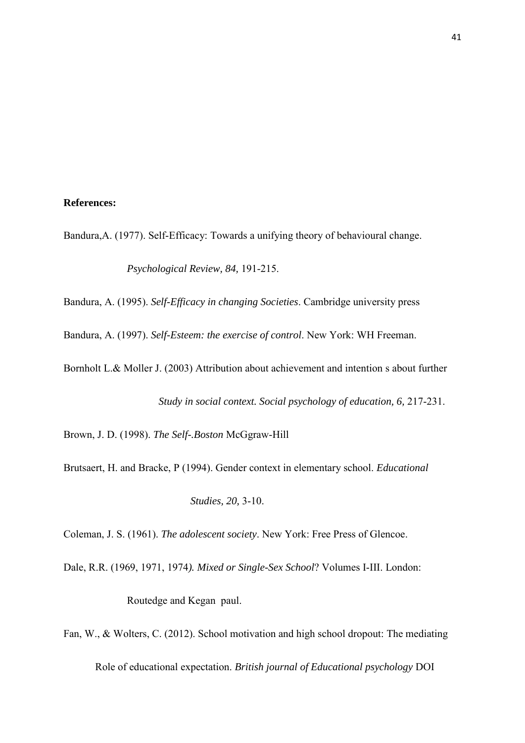**References:**

Bandura,A. (1977). Self-Efficacy: Towards a unifying theory of behavioural change. *Psychological Review, 84,* 191-215.

Bandura, A. (1995). *Self-Efficacy in changing Societies*. Cambridge university press

Bandura, A. (1997). *Self-Esteem: the exercise of control*. New York: WH Freeman.

Bornholt L.& Moller J. (2003) Attribution about achievement and intention s about further *Study in social context. Social psychology of education, 6,* 217-231.

Brown, J. D. (1998). *The Self-.Boston* McGgraw-Hill

Brutsaert, H. and Bracke, P (1994). Gender context in elementary school. *Educational Studies, 20,* 3-10.

Coleman, J. S. (1961). *The adolescent society*. New York: Free Press of Glencoe.

Dale, R.R. (1969, 1971, 1974*). Mixed or Single-Sex School*? Volumes I-III. London: Routedge and Kegan paul.

Fan, W., & Wolters, C. (2012). School motivation and high school dropout: The mediating Role of educational expectation. *British journal of Educational psychology* DOI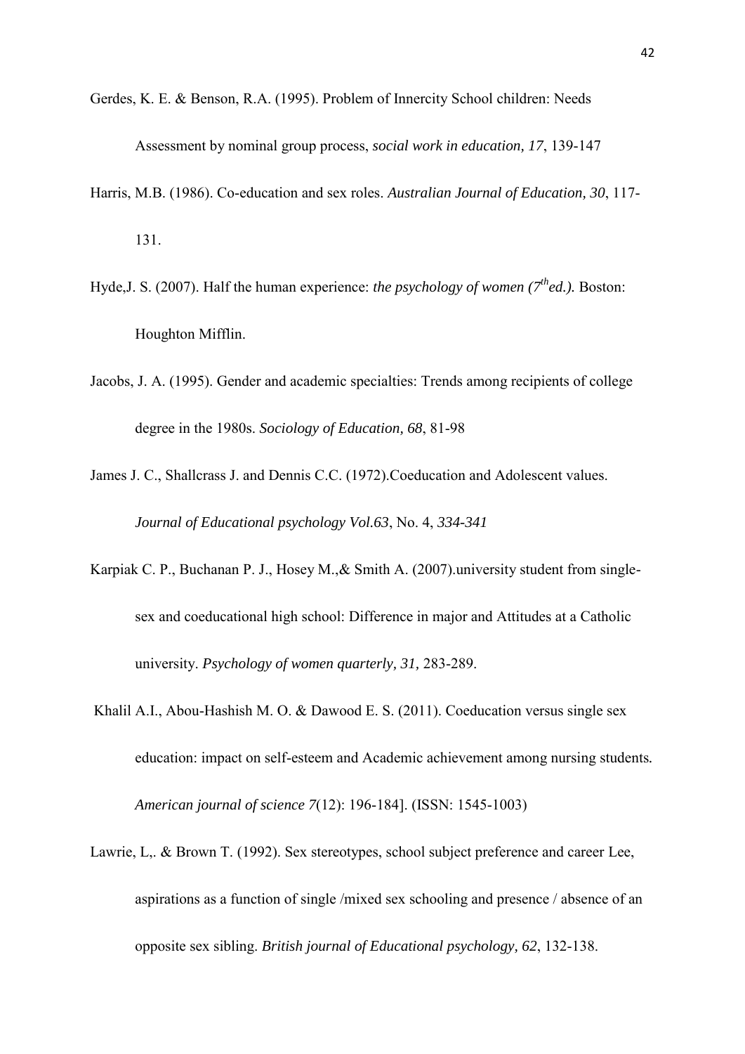Gerdes, K. E. & Benson, R.A. (1995). Problem of Innercity School children: Needs Assessment by nominal group process, *social work in education, 17*, 139-147

Harris, M.B. (1986). Co-education and sex roles. *Australian Journal of Education, 30*, 117-131.

Hyde,J. S. (2007). Half the human experience: *the psychology of women (7th ed.).* Boston: Houghton Mifflin.

Jacobs, J. A. (1995). Gender and academic specialties: Trends among recipients of college degree in the 1980s. *Sociology of Education, 68*, 81-98

James J. C., Shallcrass J. and Dennis C.C. (1972).Coeducation and Adolescent values. *Journal of Educational psychology Vol.63*, No. 4, *334-341*

Karpiak C. P., Buchanan P. J., Hosey M.,& Smith A. (2007).university student from single-sex and coeducational high school: Difference in major and Attitudes at a Catholic university. *Psychology of women quarterly, 31,* 283-289.

Khalil A.I., Abou-Hashish M. O. & Dawood E. S. (2011). Coeducation versus single sex education: impact on self-esteem and Academic achievement among nursing students. *American journal of science 7*(12): 196-184]. (ISSN: 1545-1003)

Lawrie, L,. & Brown T. (1992). Sex stereotypes, school subject preference and career Lee, aspirations as a function of single /mixed sex schooling and presence / absence of an opposite sex sibling. *British journal of Educational psychology, 62*, 132-138.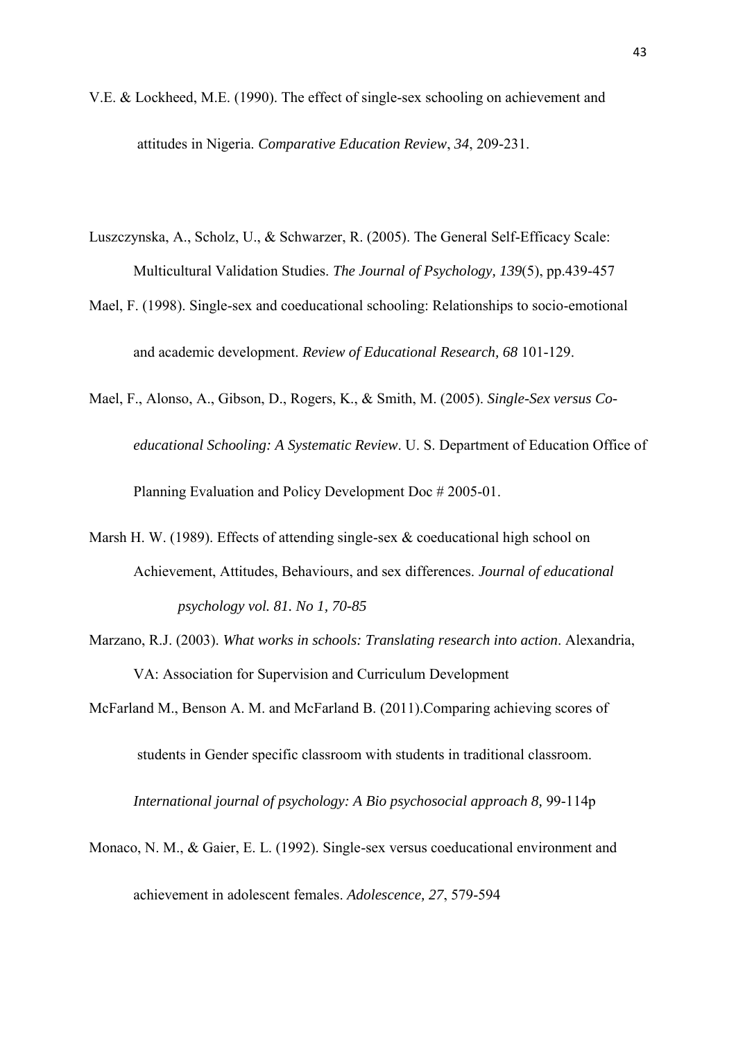V.E. & Lockheed, M.E. (1990). The effect of single-sex schooling on achievement and attitudes in Nigeria. *Comparative Education Review*, *34*, 209-231.

Luszczynska, A., Scholz, U., & Schwarzer, R. (2005). The General Self-Efficacy Scale: Multicultural Validation Studies. *The Journal of Psychology, 139*(5), pp.439-457

Mael, F. (1998). Single-sex and coeducational schooling: Relationships to socio-emotional and academic development. *Review of Educational Research, 68* 101-129.

Mael, F., Alonso, A., Gibson, D., Rogers, K., & Smith, M. (2005). *Single-Sex versus Co-educational Schooling: A Systematic Review*. U. S. Department of Education Office of Planning Evaluation and Policy Development Doc # 2005-01.

Marsh H. W. (1989). Effects of attending single-sex & coeducational high school on Achievement, Attitudes, Behaviours, and sex differences. *Journal of educational psychology vol. 81. No 1, 70-85*

Marzano, R.J. (2003). *What works in schools: Translating research into action*. Alexandria, VA: Association for Supervision and Curriculum Development

McFarland M., Benson A. M. and McFarland B. (2011).Comparing achieving scores of students in Gender specific classroom with students in traditional classroom. *International journal of psychology: A Bio psychosocial approach 8,* 99-114p

Monaco, N. M., & Gaier, E. L. (1992). Single-sex versus coeducational environment and achievement in adolescent females. *Adolescence, 27*, 579-594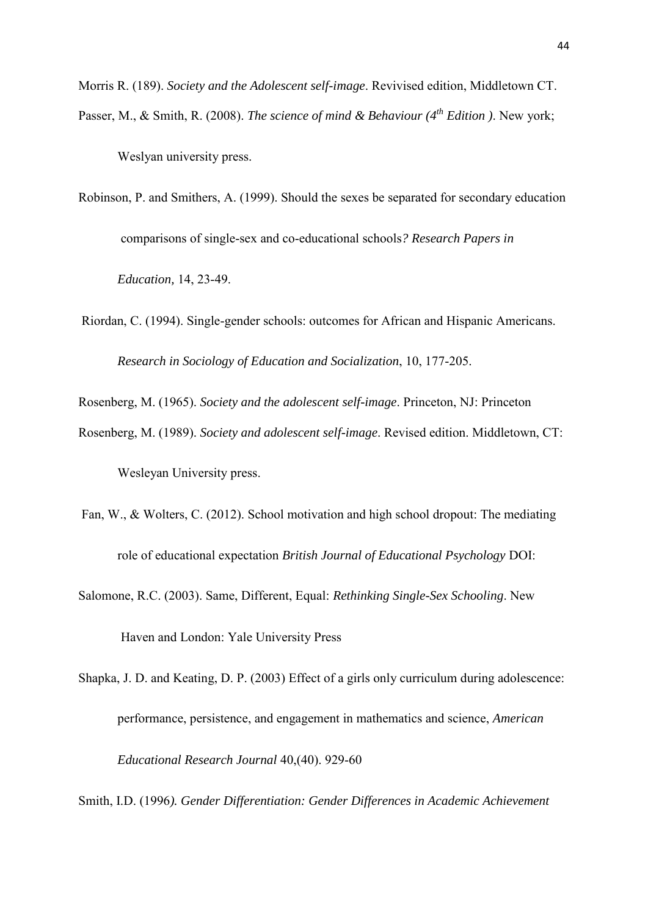Morris R. (189). *Society and the Adolescent self-image*. Revivised edition, Middletown CT.

Passer, M., & Smith, R. (2008). *The science of mind & Behaviour (4th Edition )*. New york; Weslyan university press.

Robinson, P. and Smithers, A. (1999). Should the sexes be separated for secondary education comparisons of single-sex and co-educational schools*? Research Papers in Education,* 14, 23-49.

Riordan, C. (1994). Single-gender schools: outcomes for African and Hispanic Americans. *Research in Sociology of Education and Socialization*, 10, 177-205.

Rosenberg, M. (1965). *Society and the adolescent self-image*. Princeton, NJ: Princeton

Rosenberg, M. (1989). *Society and adolescent self-image*. Revised edition. Middletown, CT: Wesleyan University press.

Fan, W., & Wolters, C. (2012). School motivation and high school dropout: The mediating role of educational expectation *British Journal of Educational Psychology* DOI:

Salomone, R.C. (2003). Same, Different, Equal: *Rethinking Single-Sex Schooling*. New Haven and London: Yale University Press

Shapka, J. D. and Keating, D. P. (2003) Effect of a girls only curriculum during adolescence: performance, persistence, and engagement in mathematics and science, *American Educational Research Journal* 40,(40). 929-60

Smith, I.D. (1996*). Gender Differentiation: Gender Differences in Academic Achievement*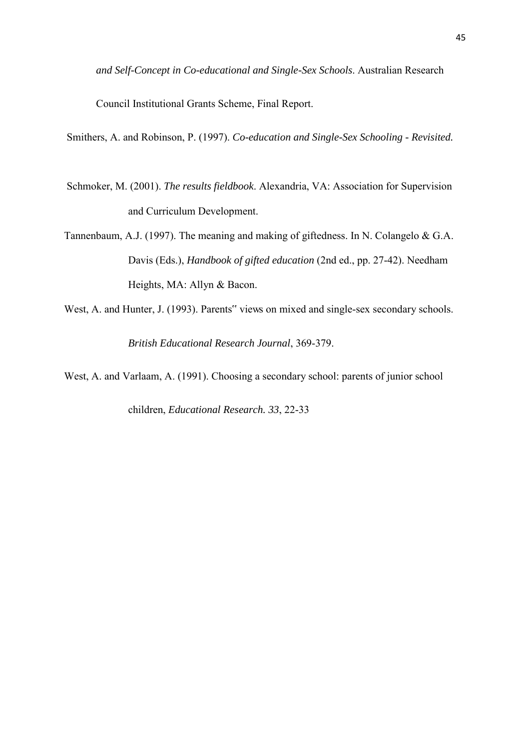*and Self-Concept in Co-educational and Single-Sex Schools*. Australian Research Council Institutional Grants Scheme, Final Report.

Smithers, A. and Robinson, P. (1997). *Co-education and Single-Sex Schooling - Revisited.*

Schmoker, M. (2001). *The results fieldbook*. Alexandria, VA: Association for Supervision and Curriculum Development.

Tannenbaum, A.J. (1997). The meaning and making of giftedness. In N. Colangelo & G.A. Davis (Eds.), *Handbook of gifted education* (2nd ed., pp. 27-42). Needham Heights, MA: Allyn & Bacon.

West, A. and Hunter, J. (1993). Parents" views on mixed and single-sex secondary schools. *British Educational Research Journal*, 369-379.

West, A. and Varlaam, A. (1991). Choosing a secondary school: parents of junior school children, *Educational Research. 33*, 22-33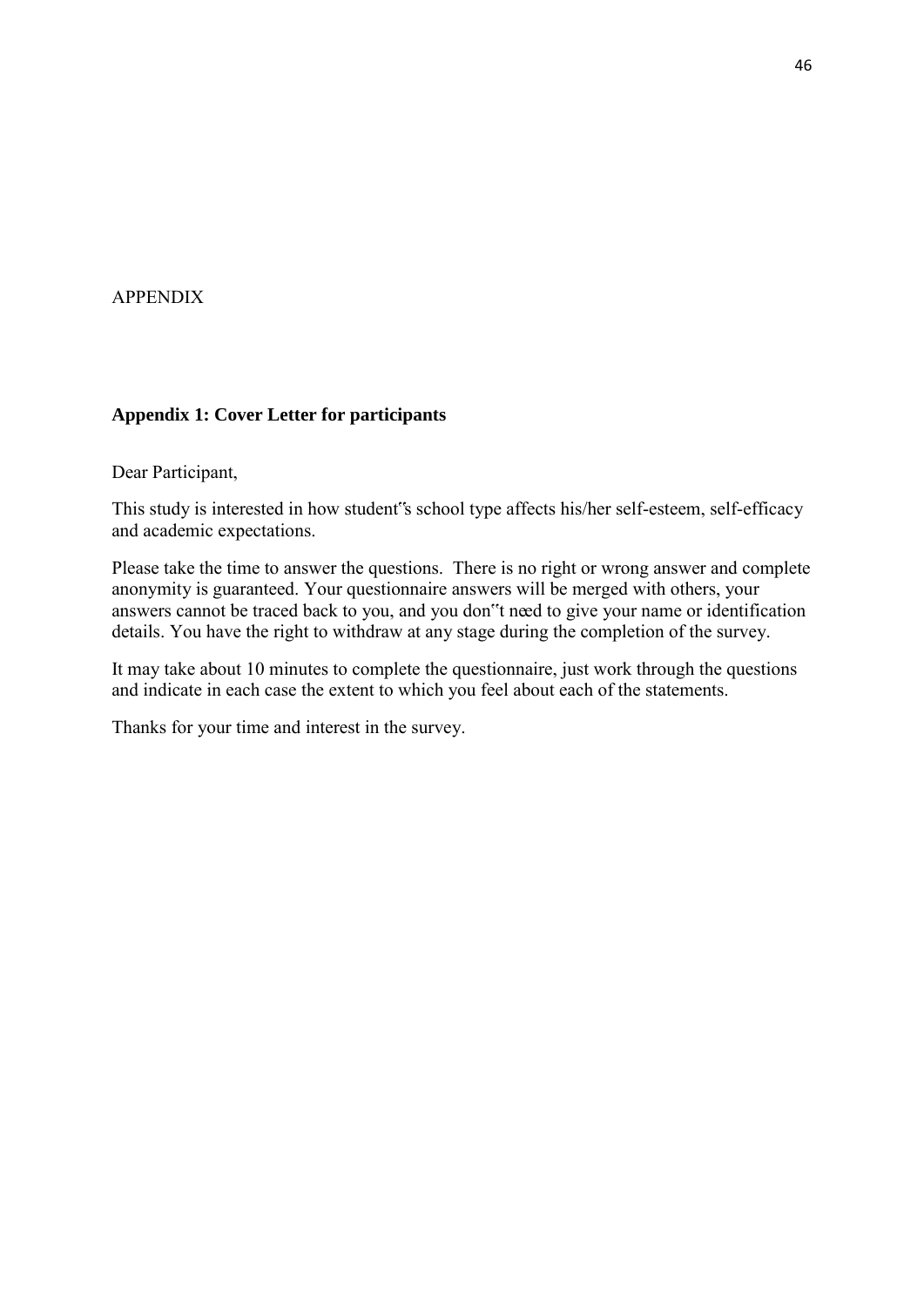APPENDIX

**Appendix 1: Cover Letter for participants**

Dear Participant,

This study is interested in how student"s school type affects his/her self-esteem, self-efficacy and academic expectations.

Please take the time to answer the questions. There is no right or wrong answer and complete anonymity is guaranteed. Your questionnaire answers will be merged with others, your answers cannot be traced back to you, and you don"t need to give your name or identification details. You have the right to withdraw at any stage during the completion of the survey.

It may take about 10 minutes to complete the questionnaire, just work through the questions and indicate in each case the extent to which you feel about each of the statements.

Thanks for your time and interest in the survey.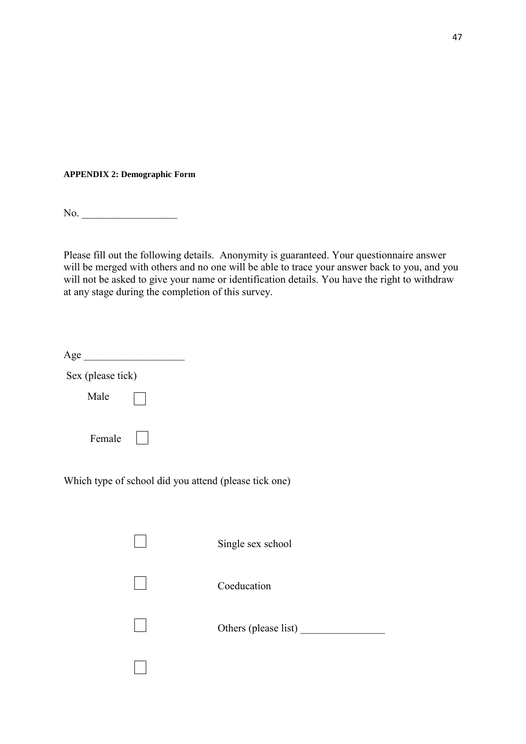**APPENDIX 2: Demographic Form**

No. __________________

Please fill out the following details. Anonymity is guaranteed. Your questionnaire answer will be merged with others and no one will be able to trace your answer back to you, and you will not be asked to give your name or identification details. You have the right to withdraw at any stage during the completion of this survey.

Age __________________

Sex (please tick)

Male ☐

Female ☐

Which type of school did you attend (please tick one)

☐ Single sex school

☐ Coeducation

☐ Others (please list) ________________

☐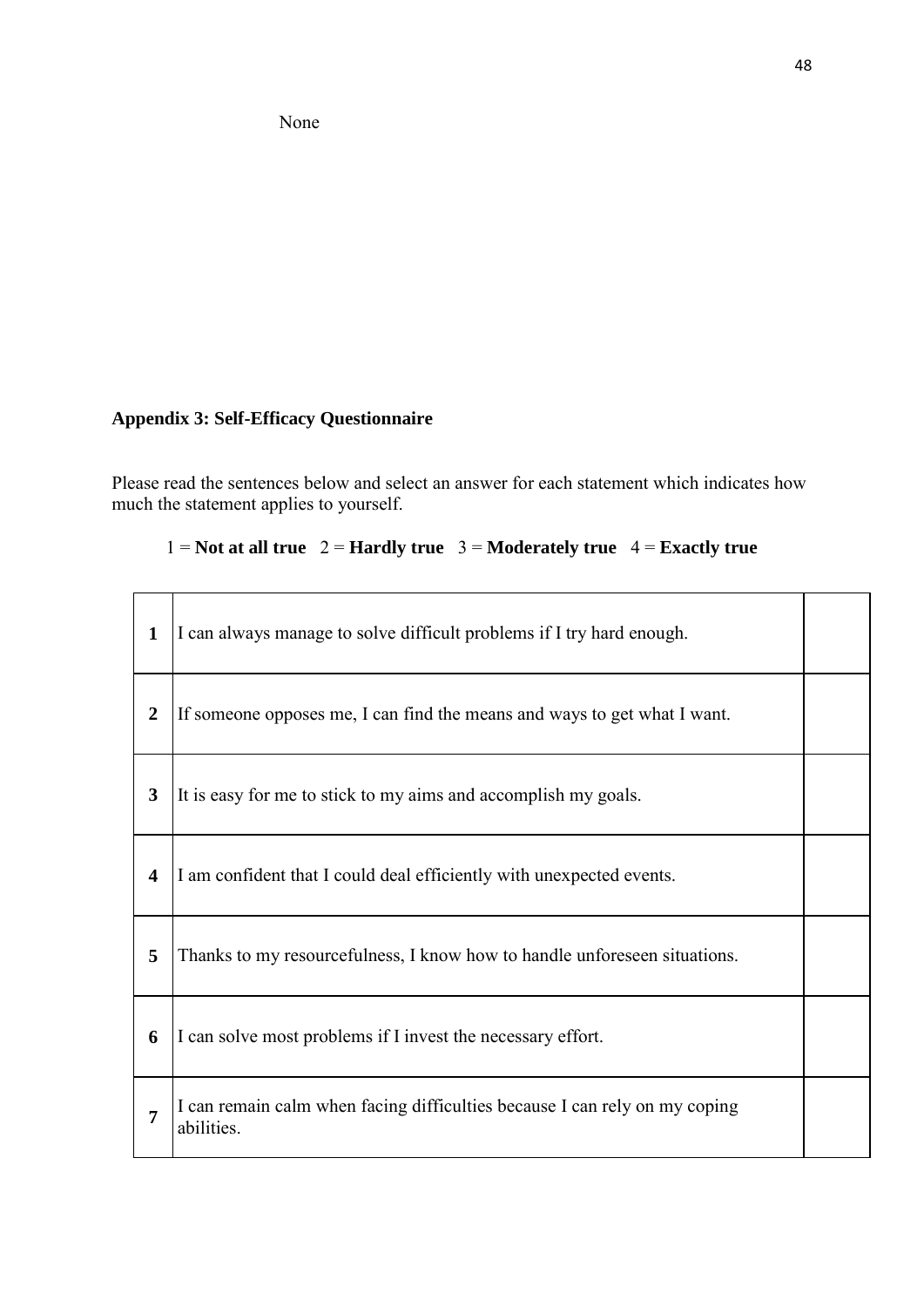None

**Appendix 3: Self-Efficacy Questionnaire**

Please read the sentences below and select an answer for each statement which indicates how much the statement applies to yourself.

1 = **Not at all true** 2 = **Hardly true** 3 = **Moderately true** 4 = **Exactly true**

| | | |
|---|---|---|
| **1** | I can always manage to solve difficult problems if I try hard enough. | |
| **2** | If someone opposes me, I can find the means and ways to get what I want. | |
| **3** | It is easy for me to stick to my aims and accomplish my goals. | |
| **4** | I am confident that I could deal efficiently with unexpected events. | |
| **5** | Thanks to my resourcefulness, I know how to handle unforeseen situations. | |
| **6** | I can solve most problems if I invest the necessary effort. | |
| **7** | I can remain calm when facing difficulties because I can rely on my coping abilities. | |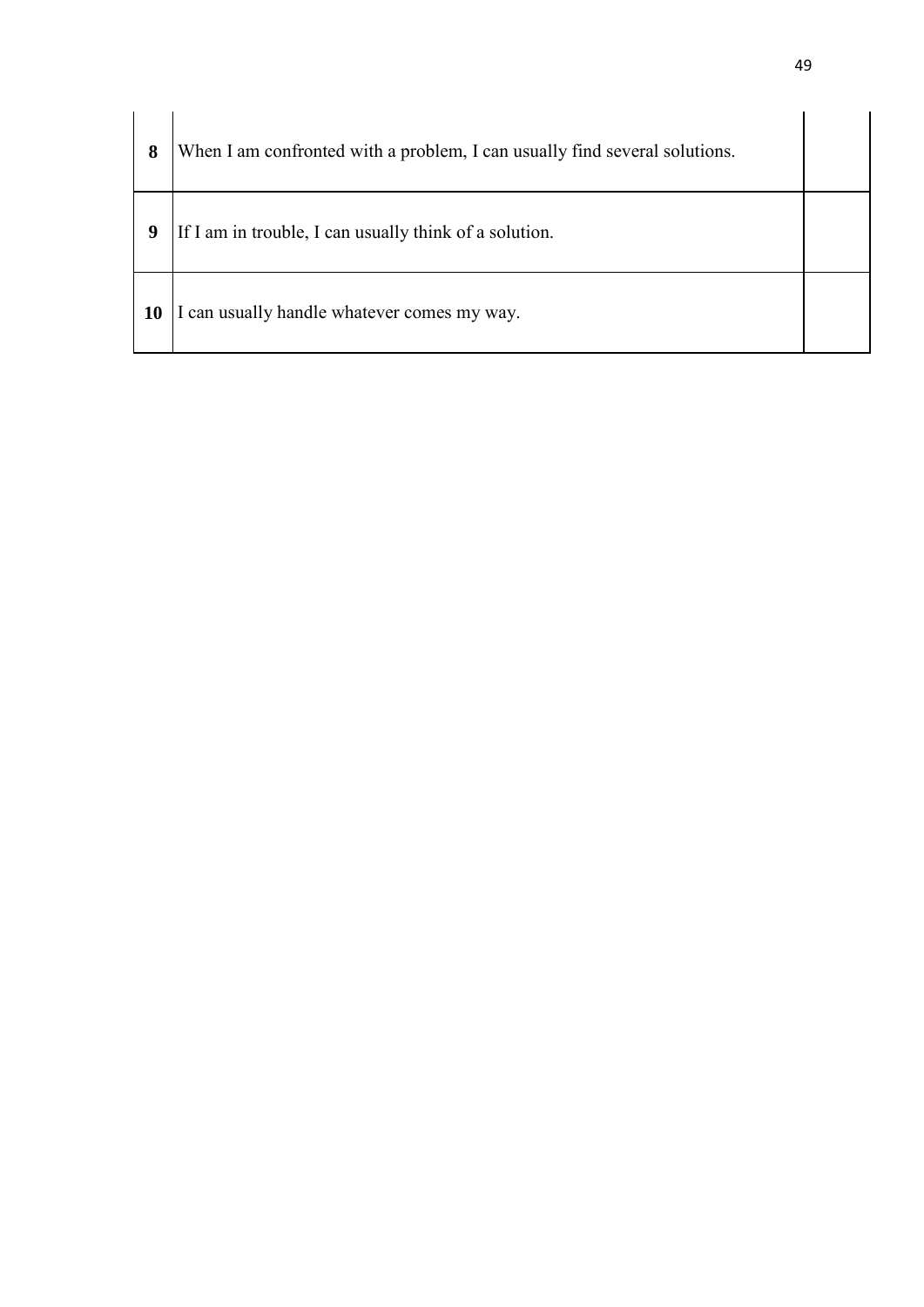| | | |
|---|---|---|
| **8** | When I am confronted with a problem, I can usually find several solutions. | |
| **9** | If I am in trouble, I can usually think of a solution. | |
| **10** | I can usually handle whatever comes my way. | |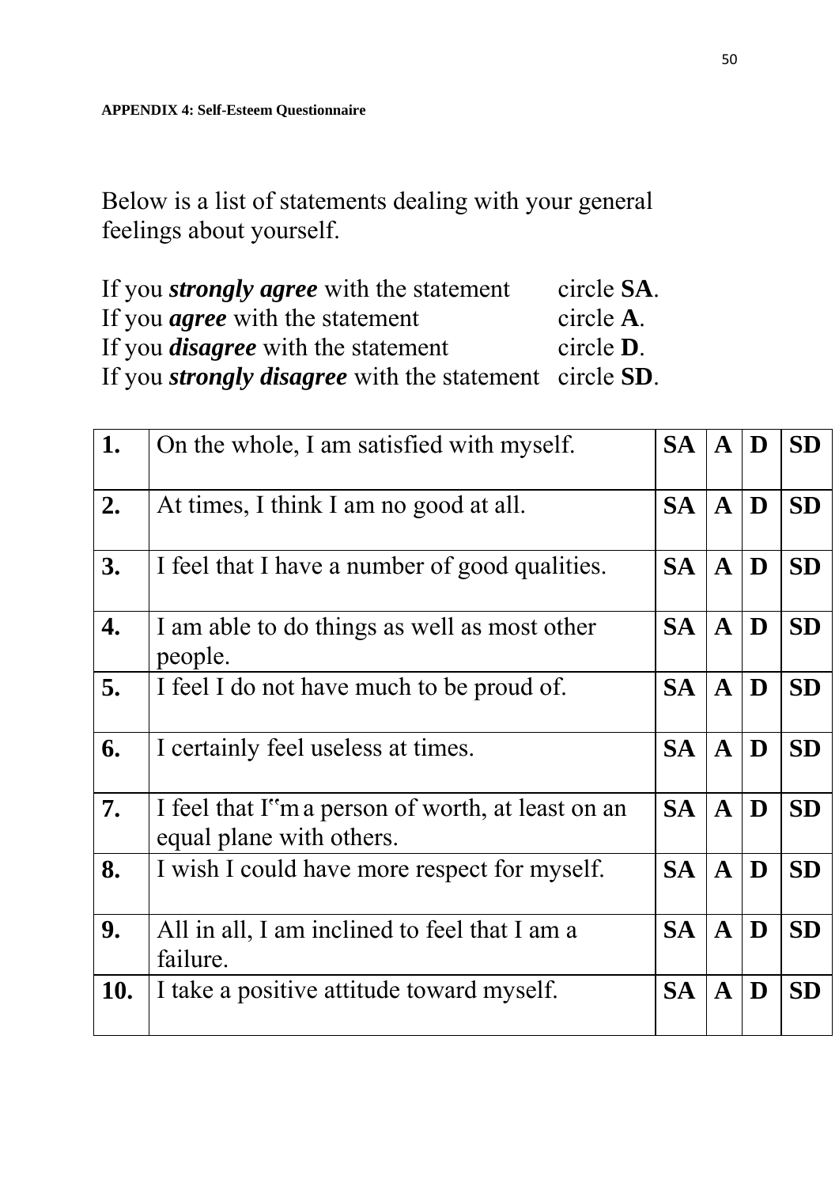**APPENDIX 4: Self-Esteem Questionnaire**

Below is a list of statements dealing with your general feelings about yourself.

If you ***strongly agree*** with the statement circle **SA**.
If you ***agree*** with the statement circle **A**.
If you ***disagree*** with the statement circle **D**.
If you ***strongly disagree*** with the statement circle **SD**.

| | | | | | |
|---|---|---|---|---|---|
| **1.** | On the whole, I am satisfied with myself. | **SA** | **A** | **D** | **SD** |
| **2.** | At times, I think I am no good at all. | **SA** | **A** | **D** | **SD** |
| **3.** | I feel that I have a number of good qualities. | **SA** | **A** | **D** | **SD** |
| **4.** | I am able to do things as well as most other people. | **SA** | **A** | **D** | **SD** |
| **5.** | I feel I do not have much to be proud of. | **SA** | **A** | **D** | **SD** |
| **6.** | I certainly feel useless at times. | **SA** | **A** | **D** | **SD** |
| **7.** | I feel that I"m a person of worth, at least on an equal plane with others. | **SA** | **A** | **D** | **SD** |
| **8.** | I wish I could have more respect for myself. | **SA** | **A** | **D** | **SD** |
| **9.** | All in all, I am inclined to feel that I am a failure. | **SA** | **A** | **D** | **SD** |
| **10.** | I take a positive attitude toward myself. | **SA** | **A** | **D** | **SD** |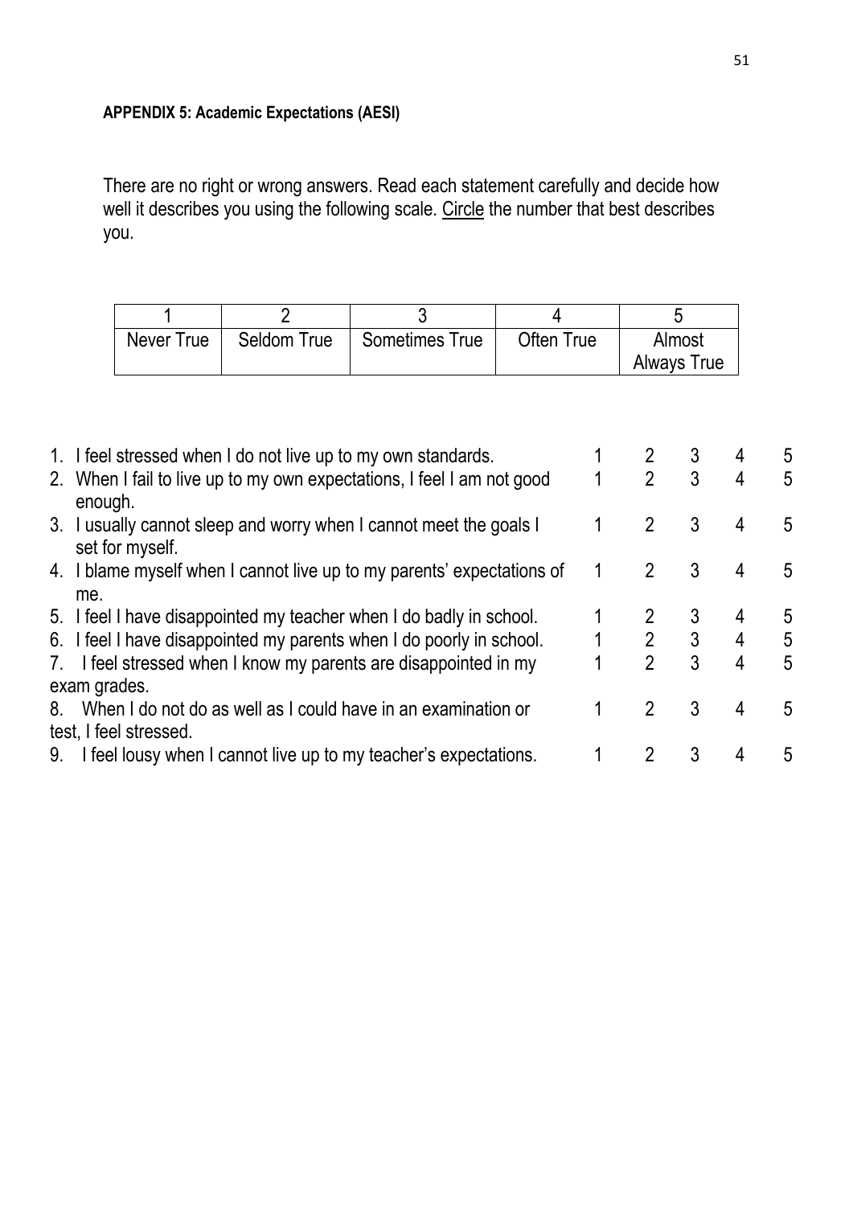**APPENDIX 5: Academic Expectations (AESI)**

There are no right or wrong answers. Read each statement carefully and decide how well it describes you using the following scale. <u>Circle</u> the number that best describes you.

| 1 | 2 | 3 | 4 | 5 |
|---|---|---|---|---|
| Never True | Seldom True | Sometimes True | Often True | Almost Always True |

| | | | | | |
|---|---|---|---|---|---|
| 1. I feel stressed when I do not live up to my own standards. | 1 | 2 | 3 | 4 | 5 |
| 2. When I fail to live up to my own expectations, I feel I am not good enough. | 1 | 2 | 3 | 4 | 5 |
| 3. I usually cannot sleep and worry when I cannot meet the goals I set for myself. | 1 | 2 | 3 | 4 | 5 |
| 4. I blame myself when I cannot live up to my parents' expectations of me. | 1 | 2 | 3 | 4 | 5 |
| 5. I feel I have disappointed my teacher when I do badly in school. | 1 | 2 | 3 | 4 | 5 |
| 6. I feel I have disappointed my parents when I do poorly in school. | 1 | 2 | 3 | 4 | 5 |
| 7. I feel stressed when I know my parents are disappointed in my exam grades. | 1 | 2 | 3 | 4 | 5 |
| 8. When I do not do as well as I could have in an examination or test, I feel stressed. | 1 | 2 | 3 | 4 | 5 |
| 9. I feel lousy when I cannot live up to my teacher's expectations. | 1 | 2 | 3 | 4 | 5 |